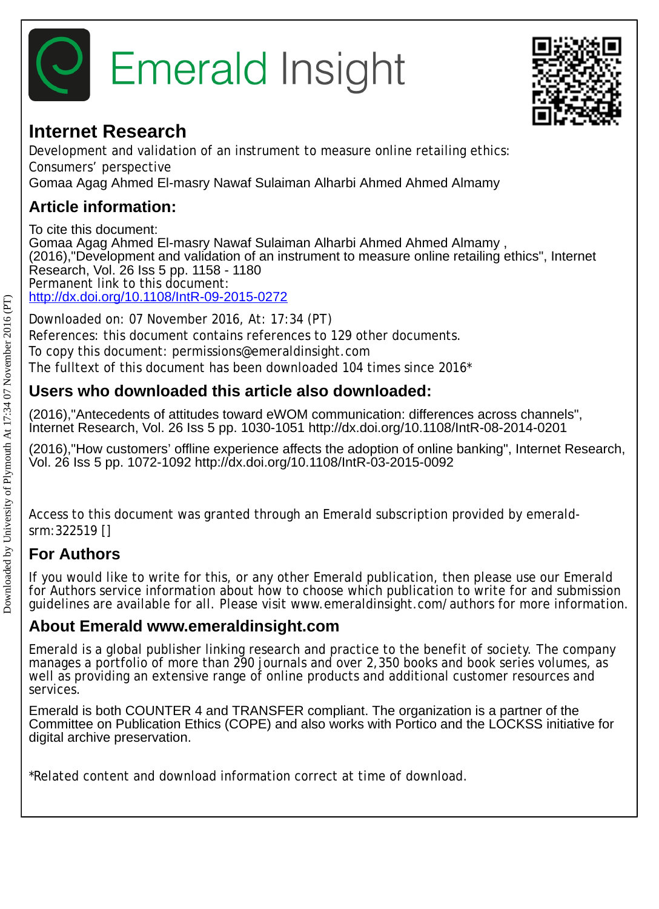# Emerald Insight

## Internet Research

Development and validation of an instrument to measure online retailing ethics: Consumers' perspective

Gomaa Agag Ahmed El-masry Nawaf Sulaiman Alharbi Ahmed Ahmed Almamy

## Article information:

To cite this document:
Gomaa Agag Ahmed El-masry Nawaf Sulaiman Alharbi Ahmed Ahmed Almamy , (2016),"Development and validation of an instrument to measure online retailing ethics", Internet Research, Vol. 26 Iss 5 pp. 1158 - 1180
Permanent link to this document:
http://dx.doi.org/10.1108/IntR-09-2015-0272

Downloaded on: 07 November 2016, At: 17:34 (PT)
References: this document contains references to 129 other documents.
To copy this document: permissions@emeraldinsight.com
The fulltext of this document has been downloaded 104 times since 2016*

## Users who downloaded this article also downloaded:

(2016),"Antecedents of attitudes toward eWOM communication: differences across channels", Internet Research, Vol. 26 Iss 5 pp. 1030-1051 http://dx.doi.org/10.1108/IntR-08-2014-0201

(2016),"How customers' offline experience affects the adoption of online banking", Internet Research, Vol. 26 Iss 5 pp. 1072-1092 http://dx.doi.org/10.1108/IntR-03-2015-0092

Access to this document was granted through an Emerald subscription provided by emerald-srm:322519 []

## For Authors

If you would like to write for this, or any other Emerald publication, then please use our Emerald for Authors service information about how to choose which publication to write for and submission guidelines are available for all. Please visit www.emeraldinsight.com/authors for more information.

## About Emerald www.emeraldinsight.com

Emerald is a global publisher linking research and practice to the benefit of society. The company manages a portfolio of more than 290 journals and over 2,350 books and book series volumes, as well as providing an extensive range of online products and additional customer resources and services.

Emerald is both COUNTER 4 and TRANSFER compliant. The organization is a partner of the Committee on Publication Ethics (COPE) and also works with Portico and the LOCKSS initiative for digital archive preservation.

*Related content and download information correct at time of download.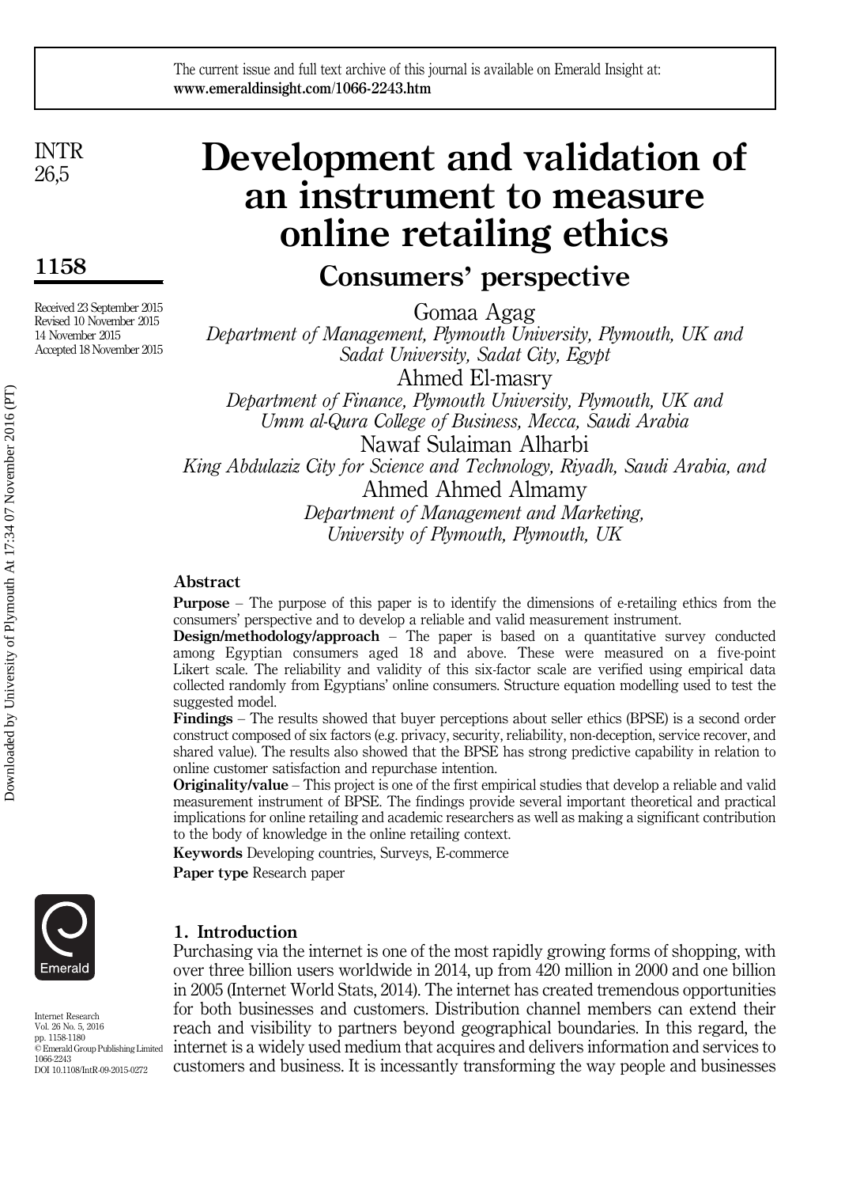The current issue and full text archive of this journal is available on Emerald Insight at: **www.emeraldinsight.com/1066-2243.htm**

# Development and validation of an instrument to measure online retailing ethics

## Consumers' perspective

Received 23 September 2015
Revised 10 November 2015
14 November 2015
Accepted 18 November 2015

Gomaa Agag
*Department of Management, Plymouth University, Plymouth, UK and Sadat University, Sadat City, Egypt*

Ahmed El-masry
*Department of Finance, Plymouth University, Plymouth, UK and Umm al-Qura College of Business, Mecca, Saudi Arabia*

Nawaf Sulaiman Alharbi
*King Abdulaziz City for Science and Technology, Riyadh, Saudi Arabia, and*

Ahmed Ahmed Almamy
*Department of Management and Marketing, University of Plymouth, Plymouth, UK*

### Abstract

**Purpose** – The purpose of this paper is to identify the dimensions of e-retailing ethics from the consumers' perspective and to develop a reliable and valid measurement instrument.

**Design/methodology/approach** – The paper is based on a quantitative survey conducted among Egyptian consumers aged 18 and above. These were measured on a five-point Likert scale. The reliability and validity of this six-factor scale are verified using empirical data collected randomly from Egyptians' online consumers. Structure equation modelling used to test the suggested model.

**Findings** – The results showed that buyer perceptions about seller ethics (BPSE) is a second order construct composed of six factors (e.g. privacy, security, reliability, non-deception, service recover, and shared value). The results also showed that the BPSE has strong predictive capability in relation to online customer satisfaction and repurchase intention.

**Originality/value** – This project is one of the first empirical studies that develop a reliable and valid measurement instrument of BPSE. The findings provide several important theoretical and practical implications for online retailing and academic researchers as well as making a significant contribution to the body of knowledge in the online retailing context.

**Keywords** Developing countries, Surveys, E-commerce

**Paper type** Research paper

Internet Research
Vol. 26 No. 5, 2016
pp. 1158-1180
© Emerald Group Publishing Limited
1066-2243
DOI 10.1108/IntR-09-2015-0272

## 1. Introduction

Purchasing via the internet is one of the most rapidly growing forms of shopping, with over three billion users worldwide in 2014, up from 420 million in 2000 and one billion in 2005 (Internet World Stats, 2014). The internet has created tremendous opportunities for both businesses and customers. Distribution channel members can extend their reach and visibility to partners beyond geographical boundaries. In this regard, the internet is a widely used medium that acquires and delivers information and services to customers and business. It is incessantly transforming the way people and businesses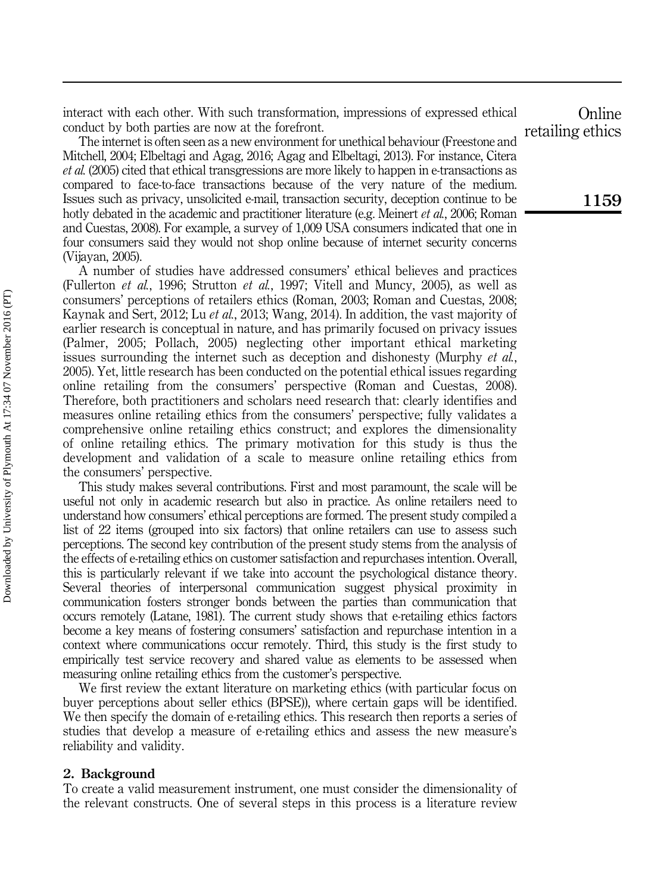interact with each other. With such transformation, impressions of expressed ethical conduct by both parties are now at the forefront.

The internet is often seen as a new environment for unethical behaviour (Freestone and Mitchell, 2004; Elbeltagi and Agag, 2016; Agag and Elbeltagi, 2013). For instance, Citera *et al.* (2005) cited that ethical transgressions are more likely to happen in e-transactions as compared to face-to-face transactions because of the very nature of the medium. Issues such as privacy, unsolicited e-mail, transaction security, deception continue to be hotly debated in the academic and practitioner literature (e.g. Meinert *et al.*, 2006; Roman and Cuestas, 2008). For example, a survey of 1,009 USA consumers indicated that one in four consumers said they would not shop online because of internet security concerns (Vijayan, 2005).

A number of studies have addressed consumers' ethical believes and practices (Fullerton *et al.*, 1996; Strutton *et al.*, 1997; Vitell and Muncy, 2005), as well as consumers' perceptions of retailers ethics (Roman, 2003; Roman and Cuestas, 2008; Kaynak and Sert, 2012; Lu *et al.*, 2013; Wang, 2014). In addition, the vast majority of earlier research is conceptual in nature, and has primarily focused on privacy issues (Palmer, 2005; Pollach, 2005) neglecting other important ethical marketing issues surrounding the internet such as deception and dishonesty (Murphy *et al.*, 2005). Yet, little research has been conducted on the potential ethical issues regarding online retailing from the consumers' perspective (Roman and Cuestas, 2008). Therefore, both practitioners and scholars need research that: clearly identifies and measures online retailing ethics from the consumers' perspective; fully validates a comprehensive online retailing ethics construct; and explores the dimensionality of online retailing ethics. The primary motivation for this study is thus the development and validation of a scale to measure online retailing ethics from the consumers' perspective.

This study makes several contributions. First and most paramount, the scale will be useful not only in academic research but also in practice. As online retailers need to understand how consumers' ethical perceptions are formed. The present study compiled a list of 22 items (grouped into six factors) that online retailers can use to assess such perceptions. The second key contribution of the present study stems from the analysis of the effects of e-retailing ethics on customer satisfaction and repurchases intention. Overall, this is particularly relevant if we take into account the psychological distance theory. Several theories of interpersonal communication suggest physical proximity in communication fosters stronger bonds between the parties than communication that occurs remotely (Latane, 1981). The current study shows that e-retailing ethics factors become a key means of fostering consumers' satisfaction and repurchase intention in a context where communications occur remotely. Third, this study is the first study to empirically test service recovery and shared value as elements to be assessed when measuring online retailing ethics from the customer's perspective.

We first review the extant literature on marketing ethics (with particular focus on buyer perceptions about seller ethics (BPSE)), where certain gaps will be identified. We then specify the domain of e-retailing ethics. This research then reports a series of studies that develop a measure of e-retailing ethics and assess the new measure's reliability and validity.

## 2. Background

To create a valid measurement instrument, one must consider the dimensionality of the relevant constructs. One of several steps in this process is a literature review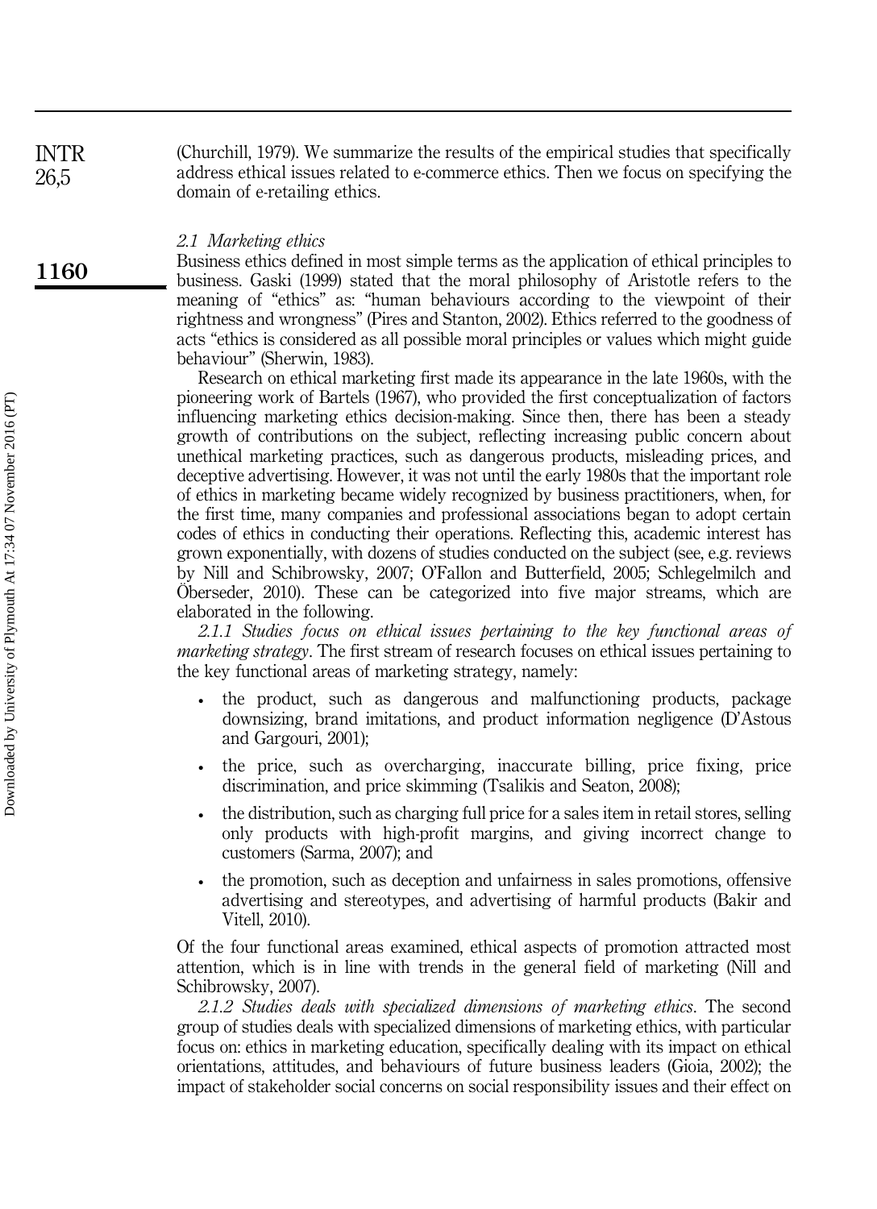(Churchill, 1979). We summarize the results of the empirical studies that specifically address ethical issues related to e-commerce ethics. Then we focus on specifying the domain of e-retailing ethics.

### *2.1 Marketing ethics*

Business ethics defined in most simple terms as the application of ethical principles to business. Gaski (1999) stated that the moral philosophy of Aristotle refers to the meaning of "ethics" as: "human behaviours according to the viewpoint of their rightness and wrongness" (Pires and Stanton, 2002). Ethics referred to the goodness of acts "ethics is considered as all possible moral principles or values which might guide behaviour" (Sherwin, 1983).

Research on ethical marketing first made its appearance in the late 1960s, with the pioneering work of Bartels (1967), who provided the first conceptualization of factors influencing marketing ethics decision-making. Since then, there has been a steady growth of contributions on the subject, reflecting increasing public concern about unethical marketing practices, such as dangerous products, misleading prices, and deceptive advertising. However, it was not until the early 1980s that the important role of ethics in marketing became widely recognized by business practitioners, when, for the first time, many companies and professional associations began to adopt certain codes of ethics in conducting their operations. Reflecting this, academic interest has grown exponentially, with dozens of studies conducted on the subject (see, e.g. reviews by Nill and Schibrowsky, 2007; O'Fallon and Butterfield, 2005; Schlegelmilch and Öberseder, 2010). These can be categorized into five major streams, which are elaborated in the following.

*2.1.1 Studies focus on ethical issues pertaining to the key functional areas of marketing strategy*. The first stream of research focuses on ethical issues pertaining to the key functional areas of marketing strategy, namely:

- the product, such as dangerous and malfunctioning products, package downsizing, brand imitations, and product information negligence (D'Astous and Gargouri, 2001);
- the price, such as overcharging, inaccurate billing, price fixing, price discrimination, and price skimming (Tsalikis and Seaton, 2008);
- the distribution, such as charging full price for a sales item in retail stores, selling only products with high-profit margins, and giving incorrect change to customers (Sarma, 2007); and
- the promotion, such as deception and unfairness in sales promotions, offensive advertising and stereotypes, and advertising of harmful products (Bakir and Vitell, 2010).

Of the four functional areas examined, ethical aspects of promotion attracted most attention, which is in line with trends in the general field of marketing (Nill and Schibrowsky, 2007).

*2.1.2 Studies deals with specialized dimensions of marketing ethics*. The second group of studies deals with specialized dimensions of marketing ethics, with particular focus on: ethics in marketing education, specifically dealing with its impact on ethical orientations, attitudes, and behaviours of future business leaders (Gioia, 2002); the impact of stakeholder social concerns on social responsibility issues and their effect on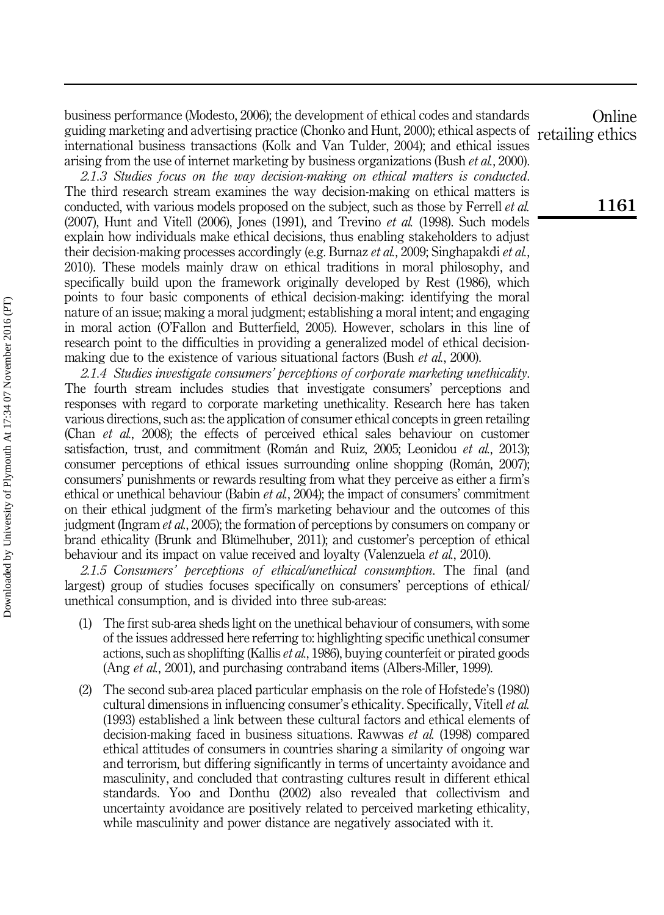business performance (Modesto, 2006); the development of ethical codes and standards guiding marketing and advertising practice (Chonko and Hunt, 2000); ethical aspects of international business transactions (Kolk and Van Tulder, 2004); and ethical issues arising from the use of internet marketing by business organizations (Bush *et al.*, 2000).

*2.1.3 Studies focus on the way decision-making on ethical matters is conducted*. The third research stream examines the way decision-making on ethical matters is conducted, with various models proposed on the subject, such as those by Ferrell *et al.* (2007), Hunt and Vitell (2006), Jones (1991), and Trevino *et al.* (1998). Such models explain how individuals make ethical decisions, thus enabling stakeholders to adjust their decision-making processes accordingly (e.g. Burnaz *et al.*, 2009; Singhapakdi *et al.*, 2010). These models mainly draw on ethical traditions in moral philosophy, and specifically build upon the framework originally developed by Rest (1986), which points to four basic components of ethical decision-making: identifying the moral nature of an issue; making a moral judgment; establishing a moral intent; and engaging in moral action (O'Fallon and Butterfield, 2005). However, scholars in this line of research point to the difficulties in providing a generalized model of ethical decision-making due to the existence of various situational factors (Bush *et al.*, 2000).

*2.1.4 Studies investigate consumers' perceptions of corporate marketing unethicality*. The fourth stream includes studies that investigate consumers' perceptions and responses with regard to corporate marketing unethicality. Research here has taken various directions, such as: the application of consumer ethical concepts in green retailing (Chan *et al.*, 2008); the effects of perceived ethical sales behaviour on customer satisfaction, trust, and commitment (Román and Ruiz, 2005; Leonidou *et al.*, 2013); consumer perceptions of ethical issues surrounding online shopping (Román, 2007); consumers' punishments or rewards resulting from what they perceive as either a firm's ethical or unethical behaviour (Babin *et al.*, 2004); the impact of consumers' commitment on their ethical judgment of the firm's marketing behaviour and the outcomes of this judgment (Ingram *et al.*, 2005); the formation of perceptions by consumers on company or brand ethicality (Brunk and Blümelhuber, 2011); and customer's perception of ethical behaviour and its impact on value received and loyalty (Valenzuela *et al.*, 2010).

*2.1.5 Consumers' perceptions of ethical/unethical consumption*. The final (and largest) group of studies focuses specifically on consumers' perceptions of ethical/unethical consumption, and is divided into three sub-areas:

(1) The first sub-area sheds light on the unethical behaviour of consumers, with some of the issues addressed here referring to: highlighting specific unethical consumer actions, such as shoplifting (Kallis *et al.*, 1986), buying counterfeit or pirated goods (Ang *et al.*, 2001), and purchasing contraband items (Albers-Miller, 1999).

(2) The second sub-area placed particular emphasis on the role of Hofstede's (1980) cultural dimensions in influencing consumer's ethicality. Specifically, Vitell *et al.* (1993) established a link between these cultural factors and ethical elements of decision-making faced in business situations. Rawwas *et al.* (1998) compared ethical attitudes of consumers in countries sharing a similarity of ongoing war and terrorism, but differing significantly in terms of uncertainty avoidance and masculinity, and concluded that contrasting cultures result in different ethical standards. Yoo and Donthu (2002) also revealed that collectivism and uncertainty avoidance are positively related to perceived marketing ethicality, while masculinity and power distance are negatively associated with it.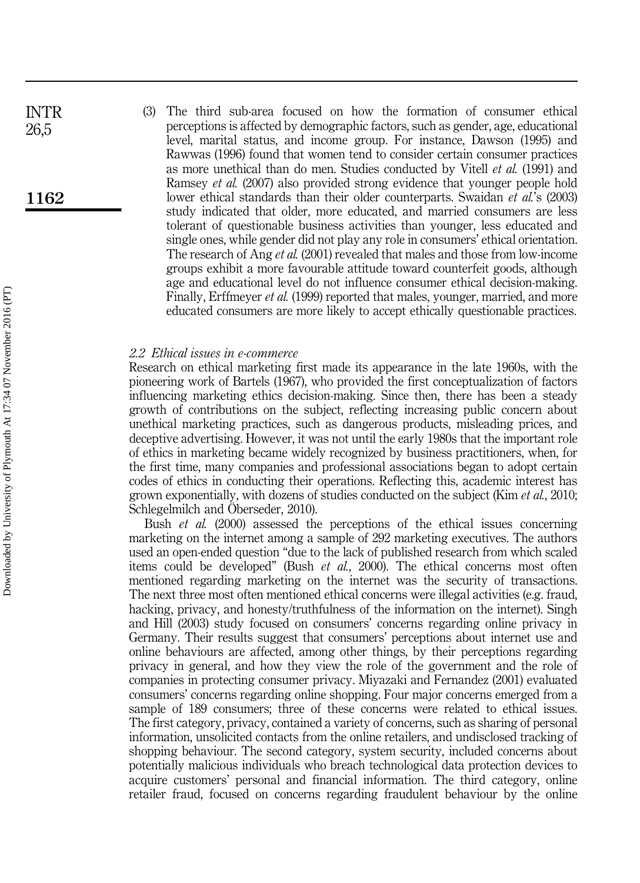(3) The third sub-area focused on how the formation of consumer ethical perceptions is affected by demographic factors, such as gender, age, educational level, marital status, and income group. For instance, Dawson (1995) and Rawwas (1996) found that women tend to consider certain consumer practices as more unethical than do men. Studies conducted by Vitell *et al.* (1991) and Ramsey *et al.* (2007) also provided strong evidence that younger people hold lower ethical standards than their older counterparts. Swaidan *et al.*'s (2003) study indicated that older, more educated, and married consumers are less tolerant of questionable business activities than younger, less educated and single ones, while gender did not play any role in consumers' ethical orientation. The research of Ang *et al.* (2001) revealed that males and those from low-income groups exhibit a more favourable attitude toward counterfeit goods, although age and educational level do not influence consumer ethical decision-making. Finally, Erffmeyer *et al.* (1999) reported that males, younger, married, and more educated consumers are more likely to accept ethically questionable practices.

### *2.2 Ethical issues in e-commerce*

Research on ethical marketing first made its appearance in the late 1960s, with the pioneering work of Bartels (1967), who provided the first conceptualization of factors influencing marketing ethics decision-making. Since then, there has been a steady growth of contributions on the subject, reflecting increasing public concern about unethical marketing practices, such as dangerous products, misleading prices, and deceptive advertising. However, it was not until the early 1980s that the important role of ethics in marketing became widely recognized by business practitioners, when, for the first time, many companies and professional associations began to adopt certain codes of ethics in conducting their operations. Reflecting this, academic interest has grown exponentially, with dozens of studies conducted on the subject (Kim *et al.*, 2010; Schlegelmilch and Öberseder, 2010).

Bush *et al.* (2000) assessed the perceptions of the ethical issues concerning marketing on the internet among a sample of 292 marketing executives. The authors used an open-ended question "due to the lack of published research from which scaled items could be developed" (Bush *et al.*, 2000). The ethical concerns most often mentioned regarding marketing on the internet was the security of transactions. The next three most often mentioned ethical concerns were illegal activities (e.g. fraud, hacking, privacy, and honesty/truthfulness of the information on the internet). Singh and Hill (2003) study focused on consumers' concerns regarding online privacy in Germany. Their results suggest that consumers' perceptions about internet use and online behaviours are affected, among other things, by their perceptions regarding privacy in general, and how they view the role of the government and the role of companies in protecting consumer privacy. Miyazaki and Fernandez (2001) evaluated consumers' concerns regarding online shopping. Four major concerns emerged from a sample of 189 consumers; three of these concerns were related to ethical issues. The first category, privacy, contained a variety of concerns, such as sharing of personal information, unsolicited contacts from the online retailers, and undisclosed tracking of shopping behaviour. The second category, system security, included concerns about potentially malicious individuals who breach technological data protection devices to acquire customers' personal and financial information. The third category, online retailer fraud, focused on concerns regarding fraudulent behaviour by the online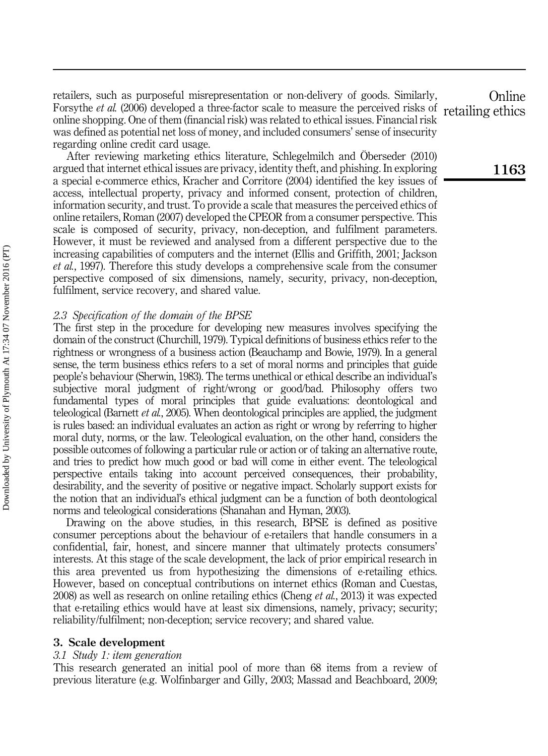retailers, such as purposeful misrepresentation or non-delivery of goods. Similarly, Forsythe *et al.* (2006) developed a three-factor scale to measure the perceived risks of online shopping. One of them (financial risk) was related to ethical issues. Financial risk was defined as potential net loss of money, and included consumers' sense of insecurity regarding online credit card usage.

After reviewing marketing ethics literature, Schlegelmilch and Öberseder (2010) argued that internet ethical issues are privacy, identity theft, and phishing. In exploring a special e-commerce ethics, Kracher and Corritore (2004) identified the key issues of access, intellectual property, privacy and informed consent, protection of children, information security, and trust. To provide a scale that measures the perceived ethics of online retailers, Roman (2007) developed the CPEOR from a consumer perspective. This scale is composed of security, privacy, non-deception, and fulfilment parameters. However, it must be reviewed and analysed from a different perspective due to the increasing capabilities of computers and the internet (Ellis and Griffith, 2001; Jackson *et al.*, 1997). Therefore this study develops a comprehensive scale from the consumer perspective composed of six dimensions, namely, security, privacy, non-deception, fulfilment, service recovery, and shared value.

### *2.3 Specification of the domain of the BPSE*

The first step in the procedure for developing new measures involves specifying the domain of the construct (Churchill, 1979). Typical definitions of business ethics refer to the rightness or wrongness of a business action (Beauchamp and Bowie, 1979). In a general sense, the term business ethics refers to a set of moral norms and principles that guide people's behaviour (Sherwin, 1983). The terms unethical or ethical describe an individual's subjective moral judgment of right/wrong or good/bad. Philosophy offers two fundamental types of moral principles that guide evaluations: deontological and teleological (Barnett *et al.*, 2005). When deontological principles are applied, the judgment is rules based: an individual evaluates an action as right or wrong by referring to higher moral duty, norms, or the law. Teleological evaluation, on the other hand, considers the possible outcomes of following a particular rule or action or of taking an alternative route, and tries to predict how much good or bad will come in either event. The teleological perspective entails taking into account perceived consequences, their probability, desirability, and the severity of positive or negative impact. Scholarly support exists for the notion that an individual's ethical judgment can be a function of both deontological norms and teleological considerations (Shanahan and Hyman, 2003).

Drawing on the above studies, in this research, BPSE is defined as positive consumer perceptions about the behaviour of e-retailers that handle consumers in a confidential, fair, honest, and sincere manner that ultimately protects consumers' interests. At this stage of the scale development, the lack of prior empirical research in this area prevented us from hypothesizing the dimensions of e-retailing ethics. However, based on conceptual contributions on internet ethics (Roman and Cuestas, 2008) as well as research on online retailing ethics (Cheng *et al.*, 2013) it was expected that e-retailing ethics would have at least six dimensions, namely, privacy; security; reliability/fulfilment; non-deception; service recovery; and shared value.

## 3. Scale development

### *3.1 Study 1: item generation*

This research generated an initial pool of more than 68 items from a review of previous literature (e.g. Wolfinbarger and Gilly, 2003; Massad and Beachboard, 2009;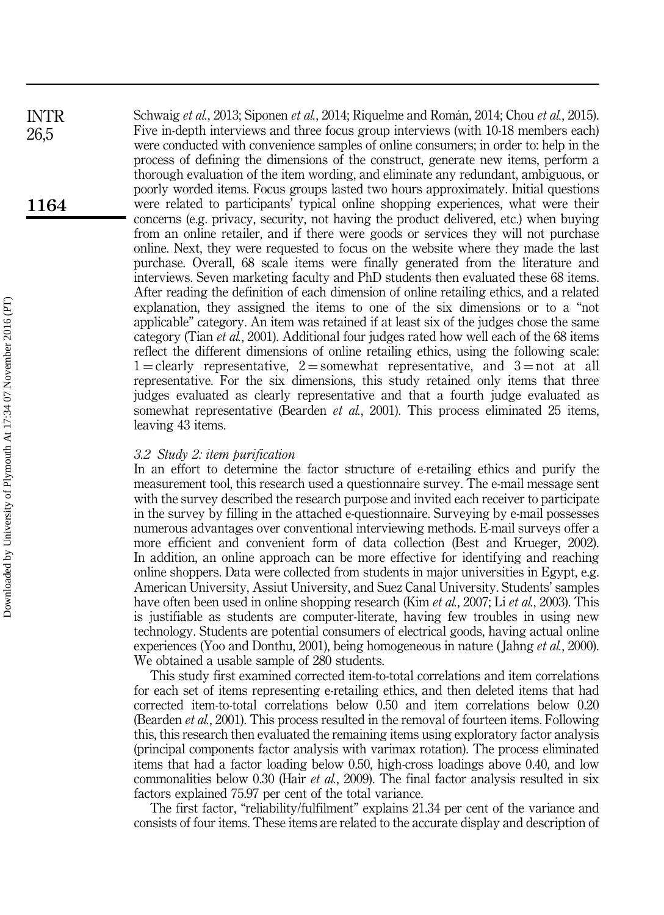Schwaig *et al.*, 2013; Siponen *et al.*, 2014; Riquelme and Román, 2014; Chou *et al.*, 2015). Five in-depth interviews and three focus group interviews (with 10-18 members each) were conducted with convenience samples of online consumers; in order to: help in the process of defining the dimensions of the construct, generate new items, perform a thorough evaluation of the item wording, and eliminate any redundant, ambiguous, or poorly worded items. Focus groups lasted two hours approximately. Initial questions were related to participants' typical online shopping experiences, what were their concerns (e.g. privacy, security, not having the product delivered, etc.) when buying from an online retailer, and if there were goods or services they will not purchase online. Next, they were requested to focus on the website where they made the last purchase. Overall, 68 scale items were finally generated from the literature and interviews. Seven marketing faculty and PhD students then evaluated these 68 items. After reading the definition of each dimension of online retailing ethics, and a related explanation, they assigned the items to one of the six dimensions or to a "not applicable" category. An item was retained if at least six of the judges chose the same category (Tian *et al.*, 2001). Additional four judges rated how well each of the 68 items reflect the different dimensions of online retailing ethics, using the following scale: 1 = clearly representative, 2 = somewhat representative, and 3 = not at all representative. For the six dimensions, this study retained only items that three judges evaluated as clearly representative and that a fourth judge evaluated as somewhat representative (Bearden *et al.*, 2001). This process eliminated 25 items, leaving 43 items.

### 3.2 *Study 2: item purification*

In an effort to determine the factor structure of e-retailing ethics and purify the measurement tool, this research used a questionnaire survey. The e-mail message sent with the survey described the research purpose and invited each receiver to participate in the survey by filling in the attached e-questionnaire. Surveying by e-mail possesses numerous advantages over conventional interviewing methods. E-mail surveys offer a more efficient and convenient form of data collection (Best and Krueger, 2002). In addition, an online approach can be more effective for identifying and reaching online shoppers. Data were collected from students in major universities in Egypt, e.g. American University, Assiut University, and Suez Canal University. Students' samples have often been used in online shopping research (Kim *et al.*, 2007; Li *et al.*, 2003). This is justifiable as students are computer-literate, having few troubles in using new technology. Students are potential consumers of electrical goods, having actual online experiences (Yoo and Donthu, 2001), being homogeneous in nature (Jahng *et al.*, 2000). We obtained a usable sample of 280 students.

This study first examined corrected item-to-total correlations and item correlations for each set of items representing e-retailing ethics, and then deleted items that had corrected item-to-total correlations below 0.50 and item correlations below 0.20 (Bearden *et al.*, 2001). This process resulted in the removal of fourteen items. Following this, this research then evaluated the remaining items using exploratory factor analysis (principal components factor analysis with varimax rotation). The process eliminated items that had a factor loading below 0.50, high-cross loadings above 0.40, and low commonalities below 0.30 (Hair *et al.*, 2009). The final factor analysis resulted in six factors explained 75.97 per cent of the total variance.

The first factor, "reliability/fulfilment" explains 21.34 per cent of the variance and consists of four items. These items are related to the accurate display and description of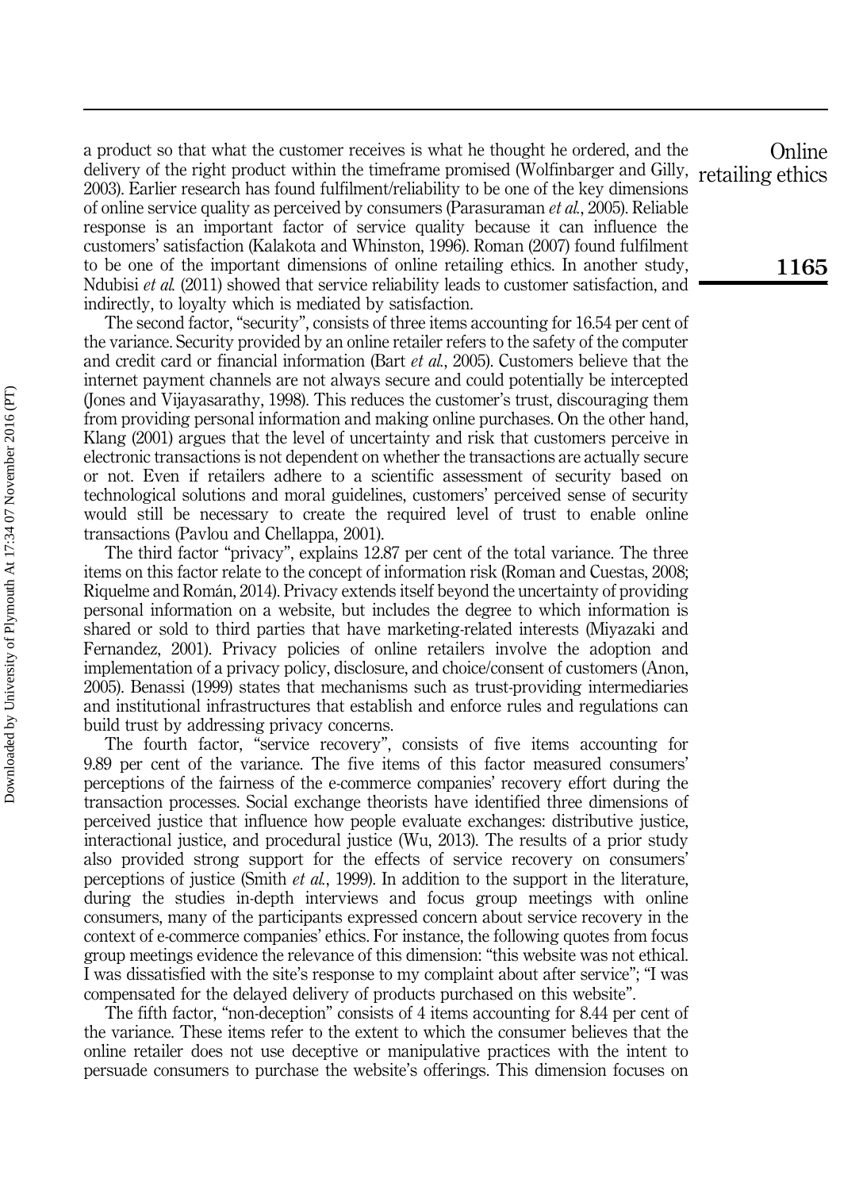a product so that what the customer receives is what he thought he ordered, and the delivery of the right product within the timeframe promised (Wolfinbarger and Gilly, 2003). Earlier research has found fulfilment/reliability to be one of the key dimensions of online service quality as perceived by consumers (Parasuraman *et al.*, 2005). Reliable response is an important factor of service quality because it can influence the customers' satisfaction (Kalakota and Whinston, 1996). Roman (2007) found fulfilment to be one of the important dimensions of online retailing ethics. In another study, Ndubisi *et al.* (2011) showed that service reliability leads to customer satisfaction, and indirectly, to loyalty which is mediated by satisfaction.

The second factor, "security", consists of three items accounting for 16.54 per cent of the variance. Security provided by an online retailer refers to the safety of the computer and credit card or financial information (Bart *et al.*, 2005). Customers believe that the internet payment channels are not always secure and could potentially be intercepted (Jones and Vijayasarathy, 1998). This reduces the customer's trust, discouraging them from providing personal information and making online purchases. On the other hand, Klang (2001) argues that the level of uncertainty and risk that customers perceive in electronic transactions is not dependent on whether the transactions are actually secure or not. Even if retailers adhere to a scientific assessment of security based on technological solutions and moral guidelines, customers' perceived sense of security would still be necessary to create the required level of trust to enable online transactions (Pavlou and Chellappa, 2001).

The third factor "privacy", explains 12.87 per cent of the total variance. The three items on this factor relate to the concept of information risk (Roman and Cuestas, 2008; Riquelme and Román, 2014). Privacy extends itself beyond the uncertainty of providing personal information on a website, but includes the degree to which information is shared or sold to third parties that have marketing-related interests (Miyazaki and Fernandez, 2001). Privacy policies of online retailers involve the adoption and implementation of a privacy policy, disclosure, and choice/consent of customers (Anon, 2005). Benassi (1999) states that mechanisms such as trust-providing intermediaries and institutional infrastructures that establish and enforce rules and regulations can build trust by addressing privacy concerns.

The fourth factor, "service recovery", consists of five items accounting for 9.89 per cent of the variance. The five items of this factor measured consumers' perceptions of the fairness of the e-commerce companies' recovery effort during the transaction processes. Social exchange theorists have identified three dimensions of perceived justice that influence how people evaluate exchanges: distributive justice, interactional justice, and procedural justice (Wu, 2013). The results of a prior study also provided strong support for the effects of service recovery on consumers' perceptions of justice (Smith *et al.*, 1999). In addition to the support in the literature, during the studies in-depth interviews and focus group meetings with online consumers, many of the participants expressed concern about service recovery in the context of e-commerce companies' ethics. For instance, the following quotes from focus group meetings evidence the relevance of this dimension: "this website was not ethical. I was dissatisfied with the site's response to my complaint about after service"; "I was compensated for the delayed delivery of products purchased on this website".

The fifth factor, "non-deception" consists of 4 items accounting for 8.44 per cent of the variance. These items refer to the extent to which the consumer believes that the online retailer does not use deceptive or manipulative practices with the intent to persuade consumers to purchase the website's offerings. This dimension focuses on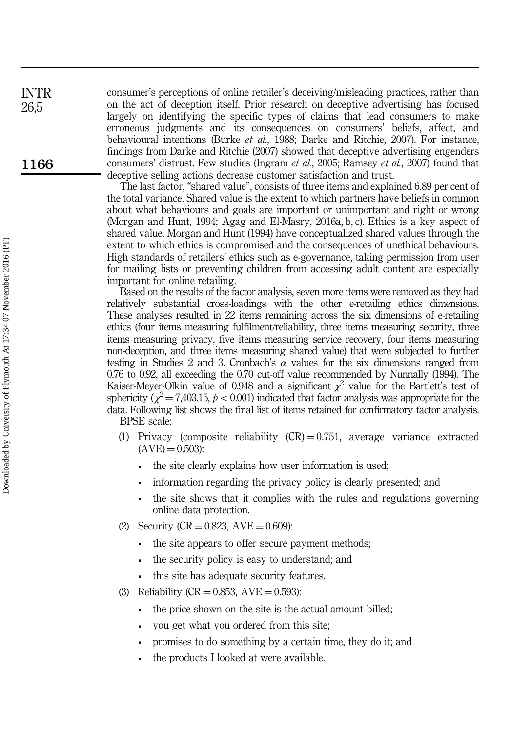consumer's perceptions of online retailer's deceiving/misleading practices, rather than on the act of deception itself. Prior research on deceptive advertising has focused largely on identifying the specific types of claims that lead consumers to make erroneous judgments and its consequences on consumers' beliefs, affect, and behavioural intentions (Burke *et al.*, 1988; Darke and Ritchie, 2007). For instance, findings from Darke and Ritchie (2007) showed that deceptive advertising engenders consumers' distrust. Few studies (Ingram *et al.*, 2005; Ramsey *et al.*, 2007) found that deceptive selling actions decrease customer satisfaction and trust.

The last factor, "shared value", consists of three items and explained 6.89 per cent of the total variance. Shared value is the extent to which partners have beliefs in common about what behaviours and goals are important or unimportant and right or wrong (Morgan and Hunt, 1994; Agag and El-Masry, 2016a, b, c). Ethics is a key aspect of shared value. Morgan and Hunt (1994) have conceptualized shared values through the extent to which ethics is compromised and the consequences of unethical behaviours. High standards of retailers' ethics such as e-governance, taking permission from user for mailing lists or preventing children from accessing adult content are especially important for online retailing.

Based on the results of the factor analysis, seven more items were removed as they had relatively substantial cross-loadings with the other e-retailing ethics dimensions. These analyses resulted in 22 items remaining across the six dimensions of e-retailing ethics (four items measuring fulfilment/reliability, three items measuring security, three items measuring privacy, five items measuring service recovery, four items measuring non-deception, and three items measuring shared value) that were subjected to further testing in Studies 2 and 3. Cronbach's $\alpha$ values for the six dimensions ranged from 0.76 to 0.92, all exceeding the 0.70 cut-off value recommended by Nunnally (1994). The Kaiser-Meyer-Olkin value of 0.948 and a significant $\chi^2$ value for the Bartlett's test of sphericity ($\chi^2 = 7{,}403.15$, $p < 0.001$) indicated that factor analysis was appropriate for the data. Following list shows the final list of items retained for confirmatory factor analysis.

BPSE scale:

1. Privacy (composite reliability (CR) = 0.751, average variance extracted (AVE) = 0.503):
   - the site clearly explains how user information is used;
   - information regarding the privacy policy is clearly presented; and
   - the site shows that it complies with the rules and regulations governing online data protection.
2. Security (CR = 0.823, AVE = 0.609):
   - the site appears to offer secure payment methods;
   - the security policy is easy to understand; and
   - this site has adequate security features.
3. Reliability (CR = 0.853, AVE = 0.593):
   - the price shown on the site is the actual amount billed;
   - you get what you ordered from this site;
   - promises to do something by a certain time, they do it; and
   - the products I looked at were available.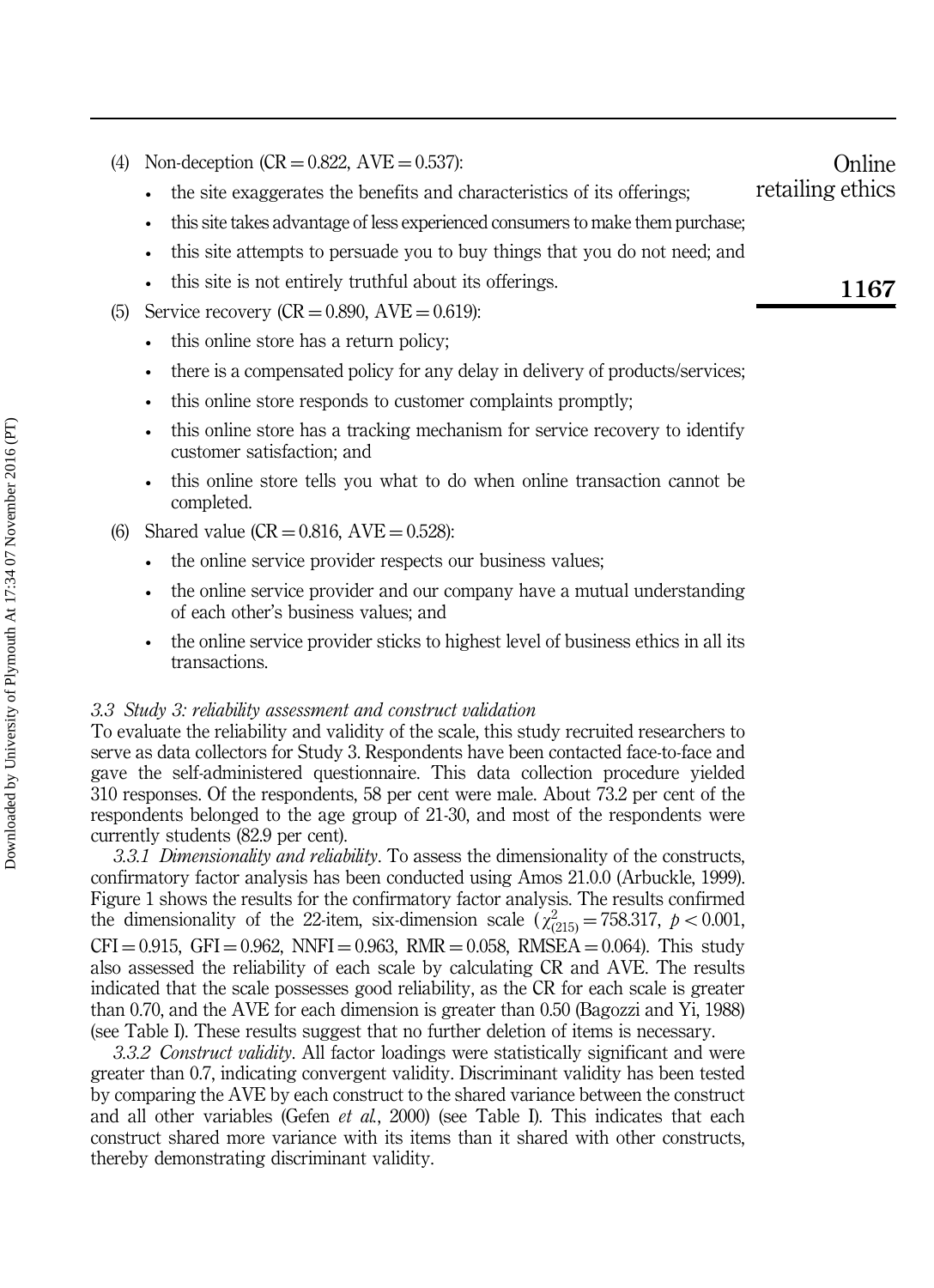(4) Non-deception (CR = 0.822, AVE = 0.537):

- the site exaggerates the benefits and characteristics of its offerings;
- this site takes advantage of less experienced consumers to make them purchase;
- this site attempts to persuade you to buy things that you do not need; and
- this site is not entirely truthful about its offerings.

(5) Service recovery (CR = 0.890, AVE = 0.619):

- this online store has a return policy;
- there is a compensated policy for any delay in delivery of products/services;
- this online store responds to customer complaints promptly;
- this online store has a tracking mechanism for service recovery to identify customer satisfaction; and
- this online store tells you what to do when online transaction cannot be completed.

(6) Shared value (CR = 0.816, AVE = 0.528):

- the online service provider respects our business values;
- the online service provider and our company have a mutual understanding of each other's business values; and
- the online service provider sticks to highest level of business ethics in all its transactions.

### *3.3 Study 3: reliability assessment and construct validation*

To evaluate the reliability and validity of the scale, this study recruited researchers to serve as data collectors for Study 3. Respondents have been contacted face-to-face and gave the self-administered questionnaire. This data collection procedure yielded 310 responses. Of the respondents, 58 per cent were male. About 73.2 per cent of the respondents belonged to the age group of 21-30, and most of the respondents were currently students (82.9 per cent).

*3.3.1 Dimensionality and reliability*. To assess the dimensionality of the constructs, confirmatory factor analysis has been conducted using Amos 21.0.0 (Arbuckle, 1999). Figure 1 shows the results for the confirmatory factor analysis. The results confirmed the dimensionality of the 22-item, six-dimension scale ($\chi^2_{(215)} = 758.317$, $p < 0.001$, CFI = 0.915, GFI = 0.962, NNFI = 0.963, RMR = 0.058, RMSEA = 0.064). This study also assessed the reliability of each scale by calculating CR and AVE. The results indicated that the scale possesses good reliability, as the CR for each scale is greater than 0.70, and the AVE for each dimension is greater than 0.50 (Bagozzi and Yi, 1988) (see Table I). These results suggest that no further deletion of items is necessary.

*3.3.2 Construct validity*. All factor loadings were statistically significant and were greater than 0.7, indicating convergent validity. Discriminant validity has been tested by comparing the AVE by each construct to the shared variance between the construct and all other variables (Gefen *et al.*, 2000) (see Table I). This indicates that each construct shared more variance with its items than it shared with other constructs, thereby demonstrating discriminant validity.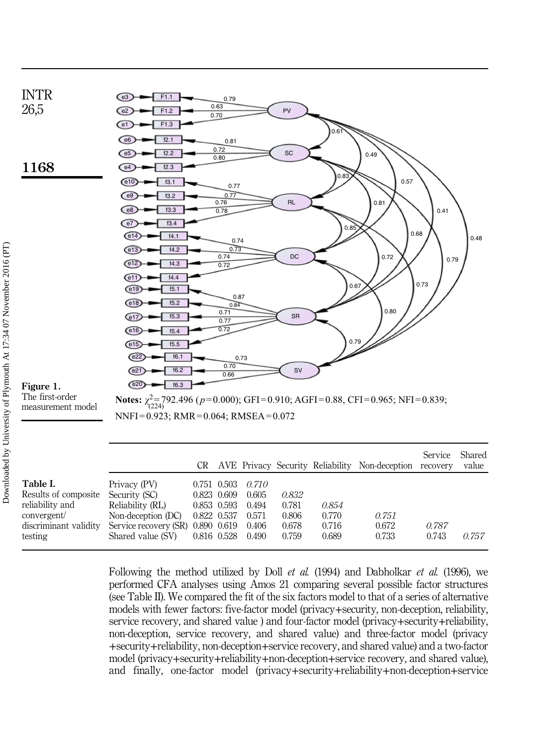Figure 1. The first-order measurement model

**Notes:** $\chi^2_{(224)}$=792.496 ($p$=0.000); GFI=0.910; AGFI=0.88, CFI=0.965; NFI=0.839; NNFI=0.923; RMR=0.064; RMSEA=0.072

Table I. Results of composite reliability and convergent/discriminant validity testing

| | CR | AVE | Privacy | Security | Reliability | Non-deception | Service recovery | Shared value |
|---|---|---|---|---|---|---|---|---|
| Privacy (PV) | 0.751 | 0.503 | *0.710* | | | | | |
| Security (SC) | 0.823 | 0.609 | 0.605 | *0.832* | | | | |
| Reliability (RL) | 0.853 | 0.593 | 0.494 | 0.781 | *0.854* | | | |
| Non-deception (DC) | 0.822 | 0.537 | 0.571 | 0.806 | 0.770 | *0.751* | | |
| Service recovery (SR) | 0.890 | 0.619 | 0.406 | 0.678 | 0.716 | 0.672 | *0.787* | |
| Shared value (SV) | 0.816 | 0.528 | 0.490 | 0.759 | 0.689 | 0.733 | 0.743 | *0.757* |

Following the method utilized by Doll *et al.* (1994) and Dabholkar *et al.* (1996), we performed CFA analyses using Amos 21 comparing several possible factor structures (see Table II). We compared the fit of the six factors model to that of a series of alternative models with fewer factors: five-factor model (privacy+security, non-deception, reliability, service recovery, and shared value ) and four-factor model (privacy+security+reliability, non-deception, service recovery, and shared value) and three-factor model (privacy +security+reliability, non-deception+service recovery, and shared value) and a two-factor model (privacy+security+reliability+non-deception+service recovery, and shared value), and finally, one-factor model (privacy+security+reliability+non-deception+service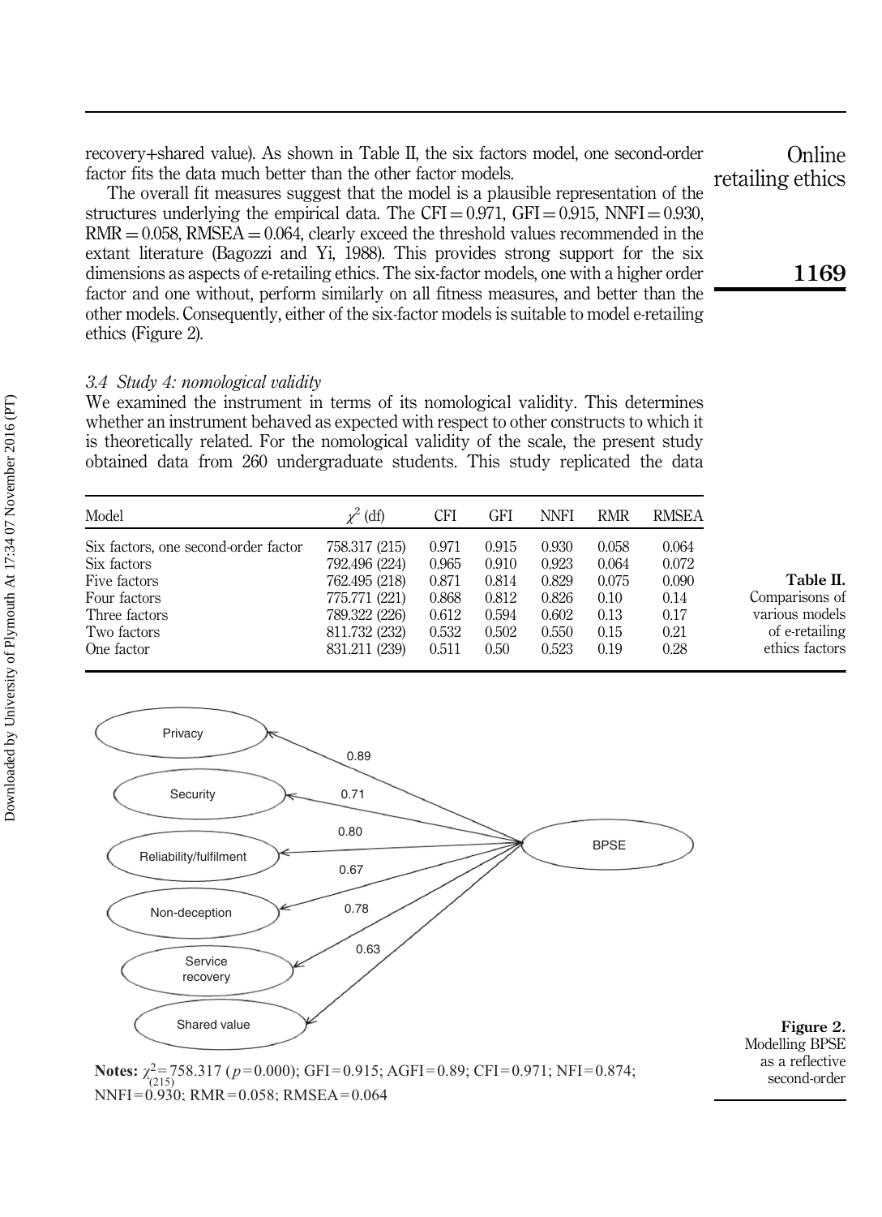recovery+shared value). As shown in Table II, the six factors model, one second-order factor fits the data much better than the other factor models.

The overall fit measures suggest that the model is a plausible representation of the structures underlying the empirical data. The CFI = 0.971, GFI = 0.915, NNFI = 0.930, RMR = 0.058, RMSEA = 0.064, clearly exceed the threshold values recommended in the extant literature (Bagozzi and Yi, 1988). This provides strong support for the six dimensions as aspects of e-retailing ethics. The six-factor models, one with a higher order factor and one without, perform similarly on all fitness measures, and better than the other models. Consequently, either of the six-factor models is suitable to model e-retailing ethics (Figure 2).

### *3.4 Study 4: nomological validity*

We examined the instrument in terms of its nomological validity. This determines whether an instrument behaved as expected with respect to other constructs to which it is theoretically related. For the nomological validity of the scale, the present study obtained data from 260 undergraduate students. This study replicated the data

| Model | $\chi^2$ (df) | CFI | GFI | NNFI | RMR | RMSEA |
|---|---|---|---|---|---|---|
| Six factors, one second-order factor | 758.317 (215) | 0.971 | 0.915 | 0.930 | 0.058 | 0.064 |
| Six factors | 792.496 (224) | 0.965 | 0.910 | 0.923 | 0.064 | 0.072 |
| Five factors | 762.495 (218) | 0.871 | 0.814 | 0.829 | 0.075 | 0.090 |
| Four factors | 775.771 (221) | 0.868 | 0.812 | 0.826 | 0.10 | 0.14 |
| Three factors | 789.322 (226) | 0.612 | 0.594 | 0.602 | 0.13 | 0.17 |
| Two factors | 811.732 (232) | 0.532 | 0.502 | 0.550 | 0.15 | 0.21 |
| One factor | 831.211 (239) | 0.511 | 0.50 | 0.523 | 0.19 | 0.28 |

**Table II.** Comparisons of various models of e-retailing ethics factors

**Notes:** $\chi^2_{(215)} = 758.317$ ($p = 0.000$); GFI = 0.915; AGFI = 0.89; CFI = 0.971; NFI = 0.874; NNFI = 0.930; RMR = 0.058; RMSEA = 0.064

**Figure 2.** Modelling BPSE as a reflective second-order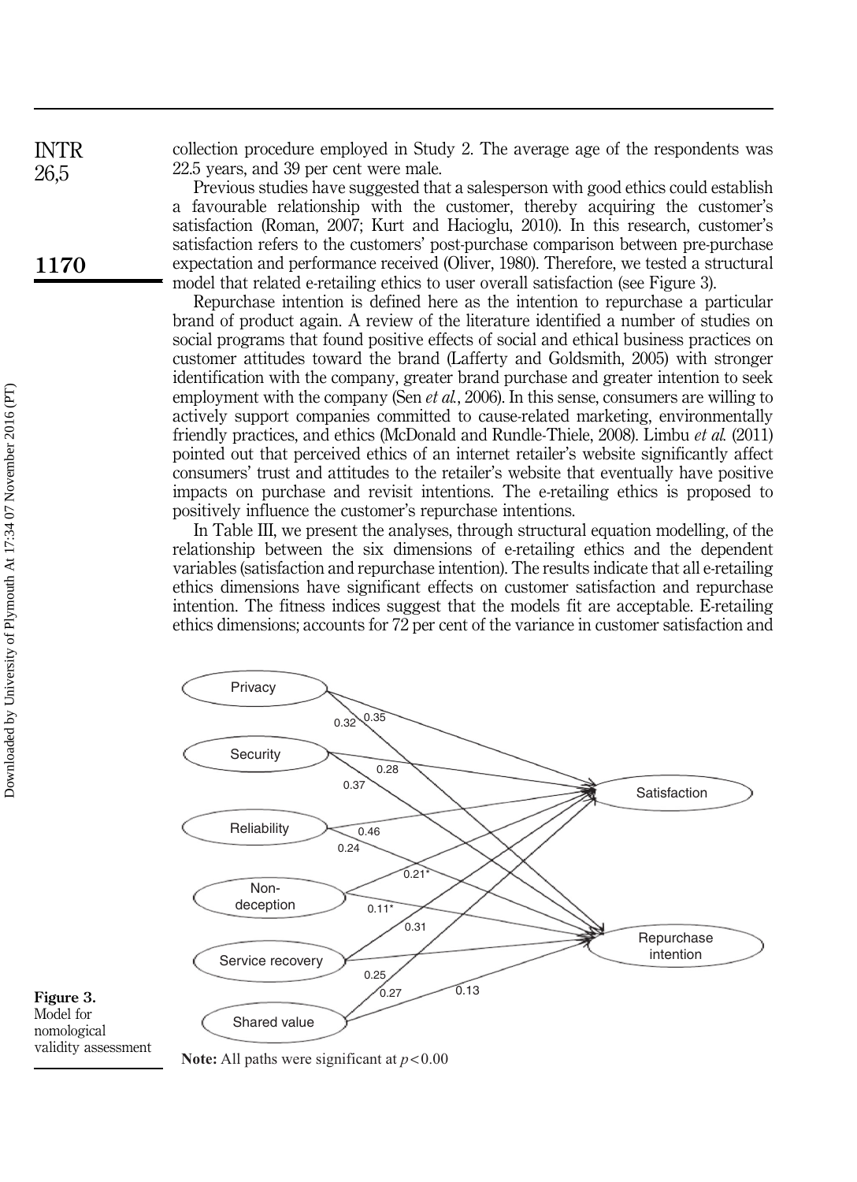collection procedure employed in Study 2. The average age of the respondents was 22.5 years, and 39 per cent were male.

Previous studies have suggested that a salesperson with good ethics could establish a favourable relationship with the customer, thereby acquiring the customer's satisfaction (Roman, 2007; Kurt and Hacioglu, 2010). In this research, customer's satisfaction refers to the customers' post-purchase comparison between pre-purchase expectation and performance received (Oliver, 1980). Therefore, we tested a structural model that related e-retailing ethics to user overall satisfaction (see Figure 3).

Repurchase intention is defined here as the intention to repurchase a particular brand of product again. A review of the literature identified a number of studies on social programs that found positive effects of social and ethical business practices on customer attitudes toward the brand (Lafferty and Goldsmith, 2005) with stronger identification with the company, greater brand purchase and greater intention to seek employment with the company (Sen *et al.*, 2006). In this sense, consumers are willing to actively support companies committed to cause-related marketing, environmentally friendly practices, and ethics (McDonald and Rundle-Thiele, 2008). Limbu *et al.* (2011) pointed out that perceived ethics of an internet retailer's website significantly affect consumers' trust and attitudes to the retailer's website that eventually have positive impacts on purchase and revisit intentions. The e-retailing ethics is proposed to positively influence the customer's repurchase intentions.

In Table III, we present the analyses, through structural equation modelling, of the relationship between the six dimensions of e-retailing ethics and the dependent variables (satisfaction and repurchase intention). The results indicate that all e-retailing ethics dimensions have significant effects on customer satisfaction and repurchase intention. The fitness indices suggest that the models fit are acceptable. E-retailing ethics dimensions; accounts for 72 per cent of the variance in customer satisfaction and

Privacy, Security, Reliability, Non-deception, Service recovery, Shared value → Satisfaction, Repurchase intention (path coefficients: 0.32, 0.35, 0.28, 0.37, 0.46, 0.24, 0.21*, 0.11*, 0.31, 0.25, 0.27, 0.13)

**Note:** All paths were significant at $p < 0.00$

**Figure 3.** Model for nomological validity assessment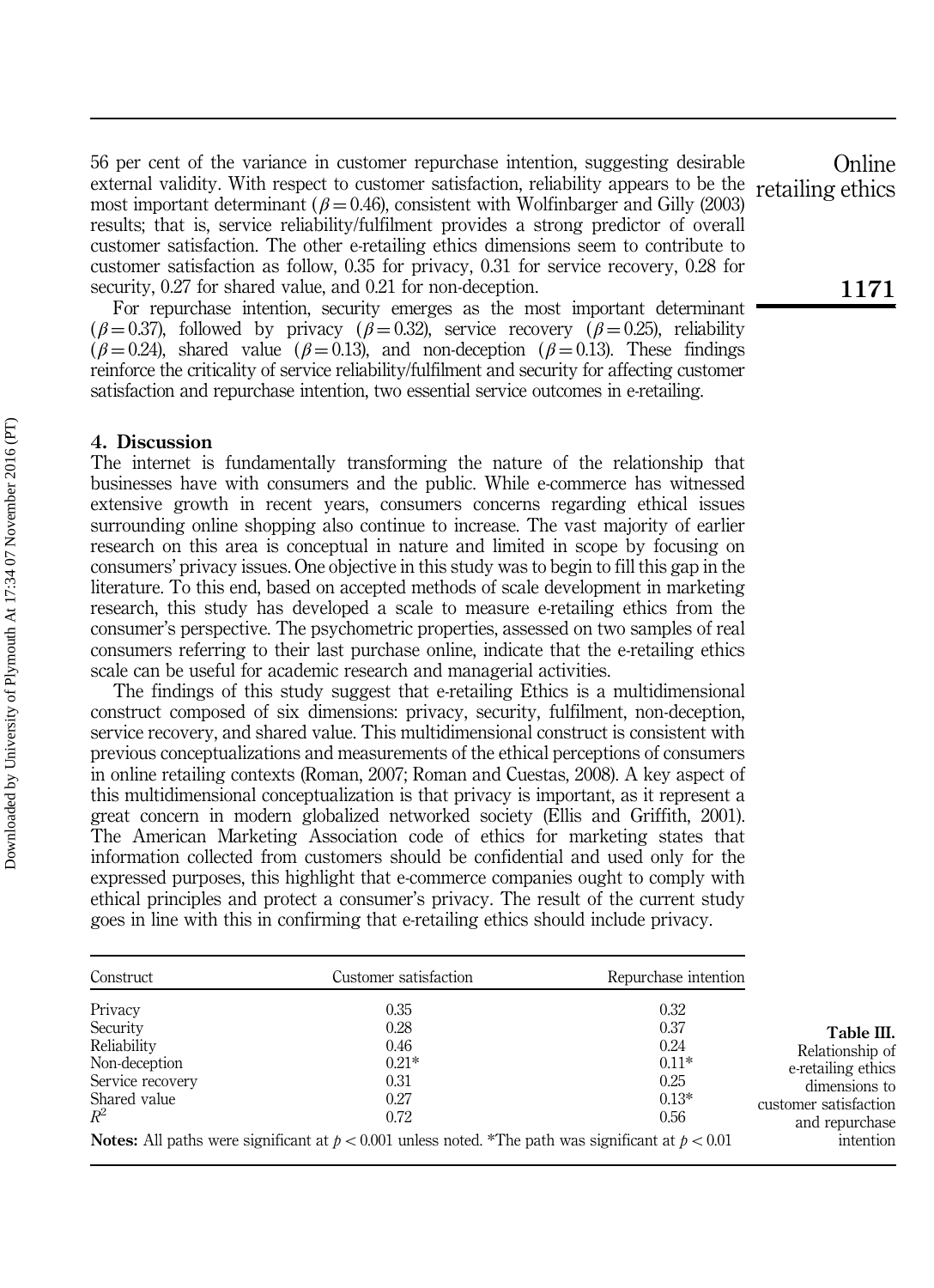56 per cent of the variance in customer repurchase intention, suggesting desirable external validity. With respect to customer satisfaction, reliability appears to be the most important determinant ($\beta = 0.46$), consistent with Wolfinbarger and Gilly (2003) results; that is, service reliability/fulfilment provides a strong predictor of overall customer satisfaction. The other e-retailing ethics dimensions seem to contribute to customer satisfaction as follow, 0.35 for privacy, 0.31 for service recovery, 0.28 for security, 0.27 for shared value, and 0.21 for non-deception.

For repurchase intention, security emerges as the most important determinant ($\beta = 0.37$), followed by privacy ($\beta = 0.32$), service recovery ($\beta = 0.25$), reliability ($\beta = 0.24$), shared value ($\beta = 0.13$), and non-deception ($\beta = 0.13$). These findings reinforce the criticality of service reliability/fulfilment and security for affecting customer satisfaction and repurchase intention, two essential service outcomes in e-retailing.

## 4. Discussion

The internet is fundamentally transforming the nature of the relationship that businesses have with consumers and the public. While e-commerce has witnessed extensive growth in recent years, consumers concerns regarding ethical issues surrounding online shopping also continue to increase. The vast majority of earlier research on this area is conceptual in nature and limited in scope by focusing on consumers' privacy issues. One objective in this study was to begin to fill this gap in the literature. To this end, based on accepted methods of scale development in marketing research, this study has developed a scale to measure e-retailing ethics from the consumer's perspective. The psychometric properties, assessed on two samples of real consumers referring to their last purchase online, indicate that the e-retailing ethics scale can be useful for academic research and managerial activities.

The findings of this study suggest that e-retailing Ethics is a multidimensional construct composed of six dimensions: privacy, security, fulfilment, non-deception, service recovery, and shared value. This multidimensional construct is consistent with previous conceptualizations and measurements of the ethical perceptions of consumers in online retailing contexts (Roman, 2007; Roman and Cuestas, 2008). A key aspect of this multidimensional conceptualization is that privacy is important, as it represent a great concern in modern globalized networked society (Ellis and Griffith, 2001). The American Marketing Association code of ethics for marketing states that information collected from customers should be confidential and used only for the expressed purposes, this highlight that e-commerce companies ought to comply with ethical principles and protect a consumer's privacy. The result of the current study goes in line with this in confirming that e-retailing ethics should include privacy.

**Table III.** Relationship of e-retailing ethics dimensions to customer satisfaction and repurchase intention

| Construct | Customer satisfaction | Repurchase intention |
|---|---|---|
| Privacy | 0.35 | 0.32 |
| Security | 0.28 | 0.37 |
| Reliability | 0.46 | 0.24 |
| Non-deception | 0.21* | 0.11* |
| Service recovery | 0.31 | 0.25 |
| Shared value | 0.27 | 0.13* |
| $R^2$ | 0.72 | 0.56 |

**Notes:** All paths were significant at $p < 0.001$ unless noted. *The path was significant at $p < 0.01$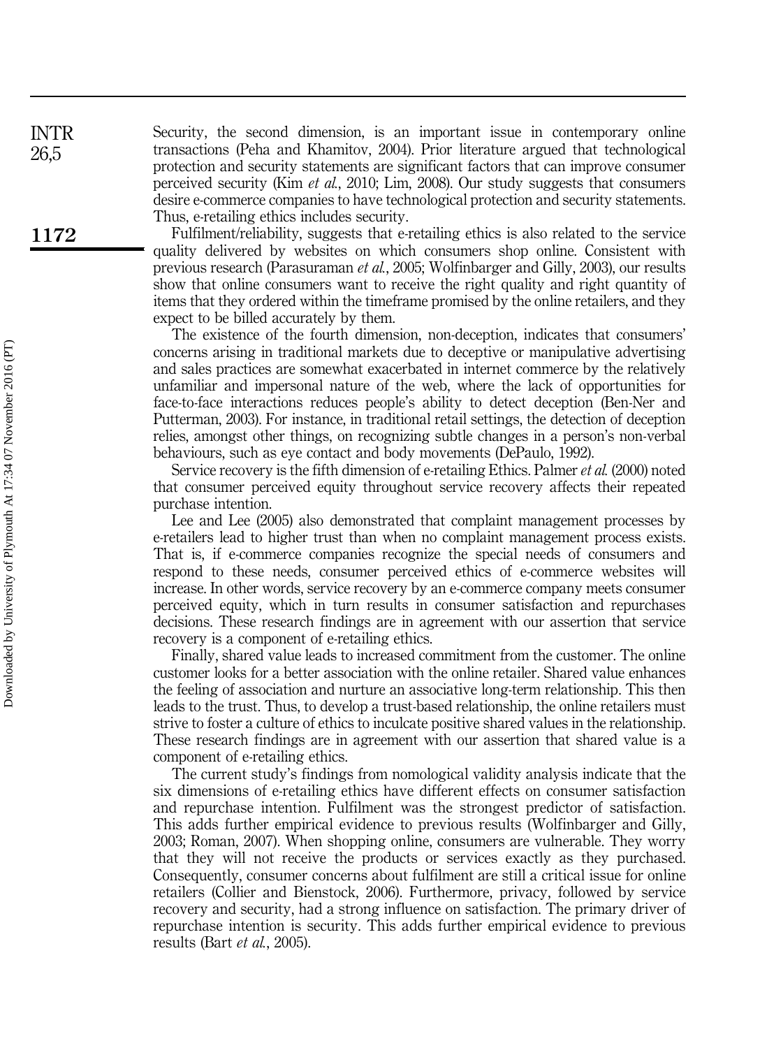Security, the second dimension, is an important issue in contemporary online transactions (Peha and Khamitov, 2004). Prior literature argued that technological protection and security statements are significant factors that can improve consumer perceived security (Kim *et al.*, 2010; Lim, 2008). Our study suggests that consumers desire e-commerce companies to have technological protection and security statements. Thus, e-retailing ethics includes security.

Fulfilment/reliability, suggests that e-retailing ethics is also related to the service quality delivered by websites on which consumers shop online. Consistent with previous research (Parasuraman *et al.*, 2005; Wolfinbarger and Gilly, 2003), our results show that online consumers want to receive the right quality and right quantity of items that they ordered within the timeframe promised by the online retailers, and they expect to be billed accurately by them.

The existence of the fourth dimension, non-deception, indicates that consumers' concerns arising in traditional markets due to deceptive or manipulative advertising and sales practices are somewhat exacerbated in internet commerce by the relatively unfamiliar and impersonal nature of the web, where the lack of opportunities for face-to-face interactions reduces people's ability to detect deception (Ben-Ner and Putterman, 2003). For instance, in traditional retail settings, the detection of deception relies, amongst other things, on recognizing subtle changes in a person's non-verbal behaviours, such as eye contact and body movements (DePaulo, 1992).

Service recovery is the fifth dimension of e-retailing Ethics. Palmer *et al.* (2000) noted that consumer perceived equity throughout service recovery affects their repeated purchase intention.

Lee and Lee (2005) also demonstrated that complaint management processes by e-retailers lead to higher trust than when no complaint management process exists. That is, if e-commerce companies recognize the special needs of consumers and respond to these needs, consumer perceived ethics of e-commerce websites will increase. In other words, service recovery by an e-commerce company meets consumer perceived equity, which in turn results in consumer satisfaction and repurchases decisions. These research findings are in agreement with our assertion that service recovery is a component of e-retailing ethics.

Finally, shared value leads to increased commitment from the customer. The online customer looks for a better association with the online retailer. Shared value enhances the feeling of association and nurture an associative long-term relationship. This then leads to the trust. Thus, to develop a trust-based relationship, the online retailers must strive to foster a culture of ethics to inculcate positive shared values in the relationship. These research findings are in agreement with our assertion that shared value is a component of e-retailing ethics.

The current study's findings from nomological validity analysis indicate that the six dimensions of e-retailing ethics have different effects on consumer satisfaction and repurchase intention. Fulfilment was the strongest predictor of satisfaction. This adds further empirical evidence to previous results (Wolfinbarger and Gilly, 2003; Roman, 2007). When shopping online, consumers are vulnerable. They worry that they will not receive the products or services exactly as they purchased. Consequently, consumer concerns about fulfilment are still a critical issue for online retailers (Collier and Bienstock, 2006). Furthermore, privacy, followed by service recovery and security, had a strong influence on satisfaction. The primary driver of repurchase intention is security. This adds further empirical evidence to previous results (Bart *et al.*, 2005).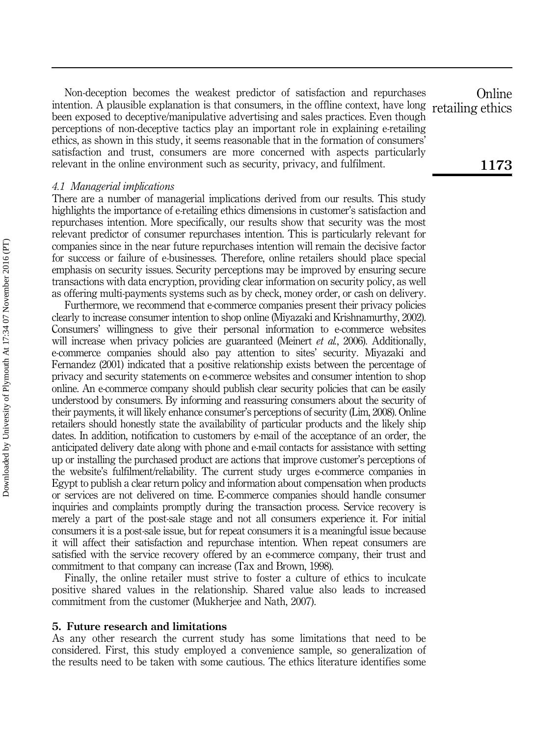Non-deception becomes the weakest predictor of satisfaction and repurchases intention. A plausible explanation is that consumers, in the offline context, have long been exposed to deceptive/manipulative advertising and sales practices. Even though perceptions of non-deceptive tactics play an important role in explaining e-retailing ethics, as shown in this study, it seems reasonable that in the formation of consumers' satisfaction and trust, consumers are more concerned with aspects particularly relevant in the online environment such as security, privacy, and fulfilment.

### *4.1 Managerial implications*

There are a number of managerial implications derived from our results. This study highlights the importance of e-retailing ethics dimensions in customer's satisfaction and repurchases intention. More specifically, our results show that security was the most relevant predictor of consumer repurchases intention. This is particularly relevant for companies since in the near future repurchases intention will remain the decisive factor for success or failure of e-businesses. Therefore, online retailers should place special emphasis on security issues. Security perceptions may be improved by ensuring secure transactions with data encryption, providing clear information on security policy, as well as offering multi-payments systems such as by check, money order, or cash on delivery.

Furthermore, we recommend that e-commerce companies present their privacy policies clearly to increase consumer intention to shop online (Miyazaki and Krishnamurthy, 2002). Consumers' willingness to give their personal information to e-commerce websites will increase when privacy policies are guaranteed (Meinert *et al.*, 2006). Additionally, e-commerce companies should also pay attention to sites' security. Miyazaki and Fernandez (2001) indicated that a positive relationship exists between the percentage of privacy and security statements on e-commerce websites and consumer intention to shop online. An e-commerce company should publish clear security policies that can be easily understood by consumers. By informing and reassuring consumers about the security of their payments, it will likely enhance consumer's perceptions of security (Lim, 2008). Online retailers should honestly state the availability of particular products and the likely ship dates. In addition, notification to customers by e-mail of the acceptance of an order, the anticipated delivery date along with phone and e-mail contacts for assistance with setting up or installing the purchased product are actions that improve customer's perceptions of the website's fulfilment/reliability. The current study urges e-commerce companies in Egypt to publish a clear return policy and information about compensation when products or services are not delivered on time. E-commerce companies should handle consumer inquiries and complaints promptly during the transaction process. Service recovery is merely a part of the post-sale stage and not all consumers experience it. For initial consumers it is a post-sale issue, but for repeat consumers it is a meaningful issue because it will affect their satisfaction and repurchase intention. When repeat consumers are satisfied with the service recovery offered by an e-commerce company, their trust and commitment to that company can increase (Tax and Brown, 1998).

Finally, the online retailer must strive to foster a culture of ethics to inculcate positive shared values in the relationship. Shared value also leads to increased commitment from the customer (Mukherjee and Nath, 2007).

## 5. Future research and limitations

As any other research the current study has some limitations that need to be considered. First, this study employed a convenience sample, so generalization of the results need to be taken with some cautious. The ethics literature identifies some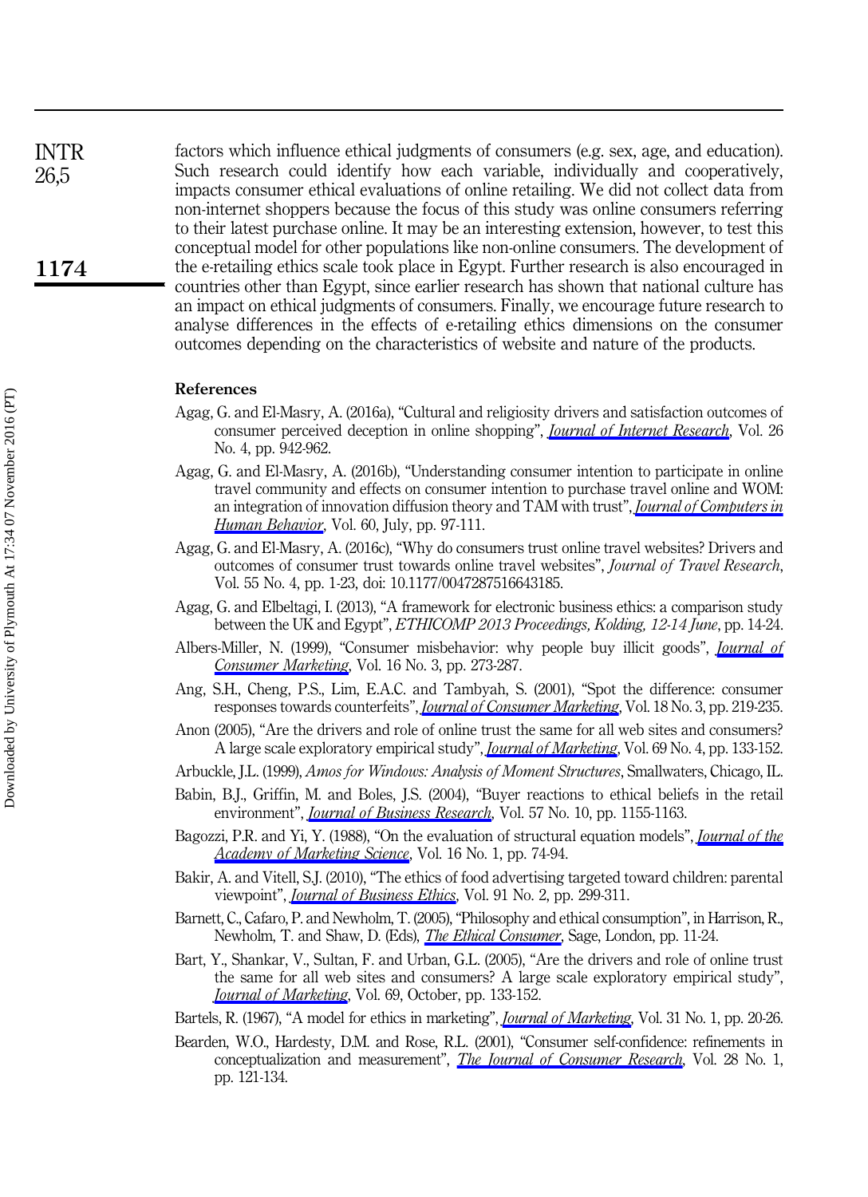factors which influence ethical judgments of consumers (e.g. sex, age, and education). Such research could identify how each variable, individually and cooperatively, impacts consumer ethical evaluations of online retailing. We did not collect data from non-internet shoppers because the focus of this study was online consumers referring to their latest purchase online. It may be an interesting extension, however, to test this conceptual model for other populations like non-online consumers. The development of the e-retailing ethics scale took place in Egypt. Further research is also encouraged in countries other than Egypt, since earlier research has shown that national culture has an impact on ethical judgments of consumers. Finally, we encourage future research to analyse differences in the effects of e-retailing ethics dimensions on the consumer outcomes depending on the characteristics of website and nature of the products.

**References**

Agag, G. and El-Masry, A. (2016a), "Cultural and religiosity drivers and satisfaction outcomes of consumer perceived deception in online shopping", *Journal of Internet Research*, Vol. 26 No. 4, pp. 942-962.

Agag, G. and El-Masry, A. (2016b), "Understanding consumer intention to participate in online travel community and effects on consumer intention to purchase travel online and WOM: an integration of innovation diffusion theory and TAM with trust", *Journal of Computers in Human Behavior*, Vol. 60, July, pp. 97-111.

Agag, G. and El-Masry, A. (2016c), "Why do consumers trust online travel websites? Drivers and outcomes of consumer trust towards online travel websites", *Journal of Travel Research*, Vol. 55 No. 4, pp. 1-23, doi: 10.1177/0047287516643185.

Agag, G. and Elbeltagi, I. (2013), "A framework for electronic business ethics: a comparison study between the UK and Egypt", *ETHICOMP 2013 Proceedings, Kolding, 12-14 June*, pp. 14-24.

Albers-Miller, N. (1999), "Consumer misbehavior: why people buy illicit goods", *Journal of Consumer Marketing*, Vol. 16 No. 3, pp. 273-287.

Ang, S.H., Cheng, P.S., Lim, E.A.C. and Tambyah, S. (2001), "Spot the difference: consumer responses towards counterfeits", *Journal of Consumer Marketing*, Vol. 18 No. 3, pp. 219-235.

Anon (2005), "Are the drivers and role of online trust the same for all web sites and consumers? A large scale exploratory empirical study", *Journal of Marketing*, Vol. 69 No. 4, pp. 133-152.

Arbuckle, J.L. (1999), *Amos for Windows: Analysis of Moment Structures*, Smallwaters, Chicago, IL.

Babin, B.J., Griffin, M. and Boles, J.S. (2004), "Buyer reactions to ethical beliefs in the retail environment", *Journal of Business Research*, Vol. 57 No. 10, pp. 1155-1163.

Bagozzi, P.R. and Yi, Y. (1988), "On the evaluation of structural equation models", *Journal of the Academy of Marketing Science*, Vol. 16 No. 1, pp. 74-94.

Bakir, A. and Vitell, S.J. (2010), "The ethics of food advertising targeted toward children: parental viewpoint", *Journal of Business Ethics*, Vol. 91 No. 2, pp. 299-311.

Barnett, C., Cafaro, P. and Newholm, T. (2005), "Philosophy and ethical consumption", in Harrison, R., Newholm, T. and Shaw, D. (Eds), *The Ethical Consumer*, Sage, London, pp. 11-24.

Bart, Y., Shankar, V., Sultan, F. and Urban, G.L. (2005), "Are the drivers and role of online trust the same for all web sites and consumers? A large scale exploratory empirical study", *Journal of Marketing*, Vol. 69, October, pp. 133-152.

Bartels, R. (1967), "A model for ethics in marketing", *Journal of Marketing*, Vol. 31 No. 1, pp. 20-26.

Bearden, W.O., Hardesty, D.M. and Rose, R.L. (2001), "Consumer self-confidence: refinements in conceptualization and measurement", *The Journal of Consumer Research*, Vol. 28 No. 1, pp. 121-134.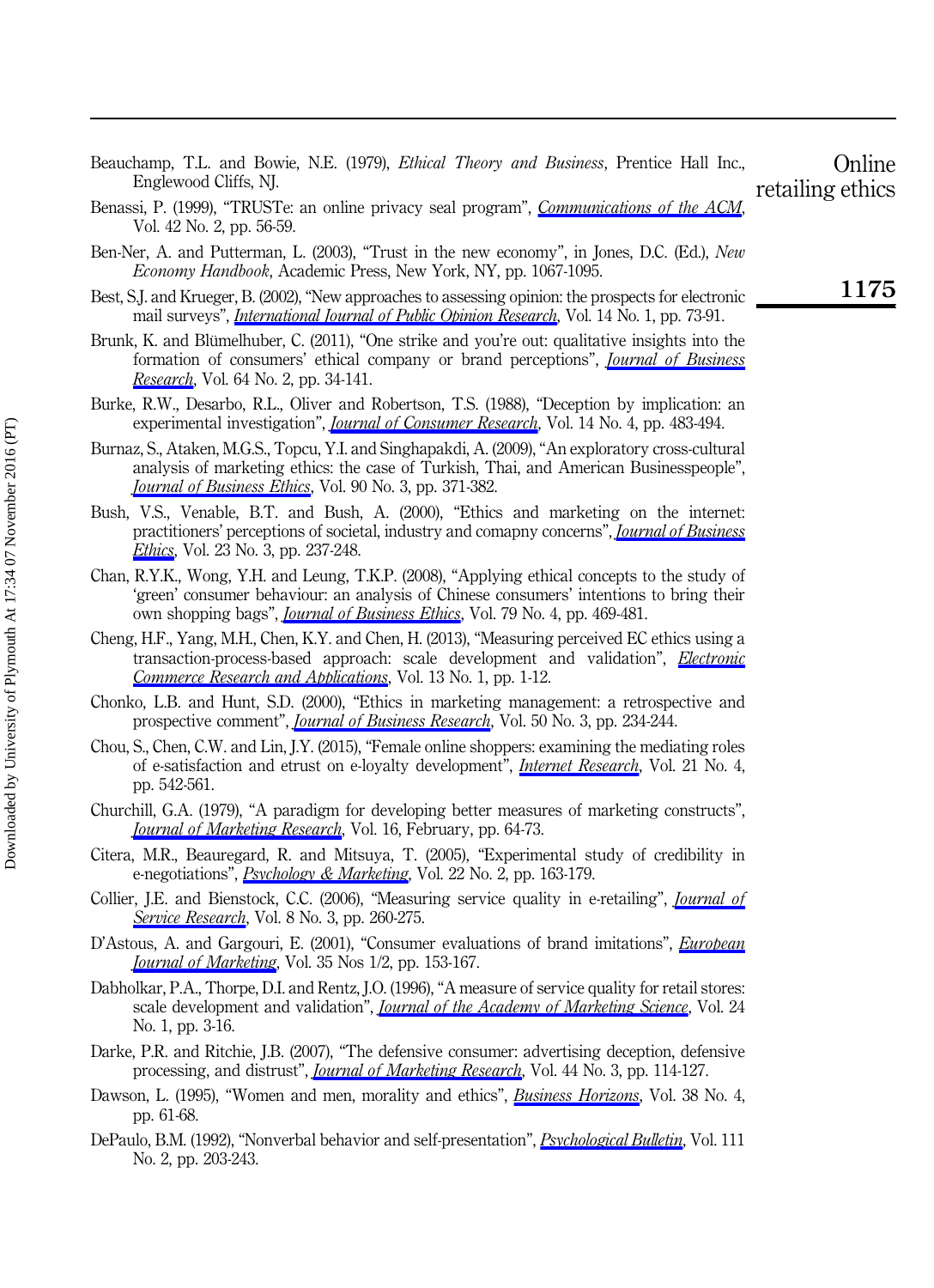Beauchamp, T.L. and Bowie, N.E. (1979), *Ethical Theory and Business*, Prentice Hall Inc., Englewood Cliffs, NJ.

Benassi, P. (1999), "TRUSTe: an online privacy seal program", *Communications of the ACM*, Vol. 42 No. 2, pp. 56-59.

Ben-Ner, A. and Putterman, L. (2003), "Trust in the new economy", in Jones, D.C. (Ed.), *New Economy Handbook*, Academic Press, New York, NY, pp. 1067-1095.

Best, S.J. and Krueger, B. (2002), "New approaches to assessing opinion: the prospects for electronic mail surveys", *International Journal of Public Opinion Research*, Vol. 14 No. 1, pp. 73-91.

Brunk, K. and Blümelhuber, C. (2011), "One strike and you're out: qualitative insights into the formation of consumers' ethical company or brand perceptions", *Journal of Business Research*, Vol. 64 No. 2, pp. 34-141.

Burke, R.W., Desarbo, R.L., Oliver and Robertson, T.S. (1988), "Deception by implication: an experimental investigation", *Journal of Consumer Research*, Vol. 14 No. 4, pp. 483-494.

Burnaz, S., Ataken, M.G.S., Topcu, Y.I. and Singhapakdi, A. (2009), "An exploratory cross-cultural analysis of marketing ethics: the case of Turkish, Thai, and American Businesspeople", *Journal of Business Ethics*, Vol. 90 No. 3, pp. 371-382.

Bush, V.S., Venable, B.T. and Bush, A. (2000), "Ethics and marketing on the internet: practitioners' perceptions of societal, industry and comapny concerns", *Journal of Business Ethics*, Vol. 23 No. 3, pp. 237-248.

Chan, R.Y.K., Wong, Y.H. and Leung, T.K.P. (2008), "Applying ethical concepts to the study of 'green' consumer behaviour: an analysis of Chinese consumers' intentions to bring their own shopping bags", *Journal of Business Ethics*, Vol. 79 No. 4, pp. 469-481.

Cheng, H.F., Yang, M.H., Chen, K.Y. and Chen, H. (2013), "Measuring perceived EC ethics using a transaction-process-based approach: scale development and validation", *Electronic Commerce Research and Applications*, Vol. 13 No. 1, pp. 1-12.

Chonko, L.B. and Hunt, S.D. (2000), "Ethics in marketing management: a retrospective and prospective comment", *Journal of Business Research*, Vol. 50 No. 3, pp. 234-244.

Chou, S., Chen, C.W. and Lin, J.Y. (2015), "Female online shoppers: examining the mediating roles of e-satisfaction and etrust on e-loyalty development", *Internet Research*, Vol. 21 No. 4, pp. 542-561.

Churchill, G.A. (1979), "A paradigm for developing better measures of marketing constructs", *Journal of Marketing Research*, Vol. 16, February, pp. 64-73.

Citera, M.R., Beauregard, R. and Mitsuya, T. (2005), "Experimental study of credibility in e-negotiations", *Psychology & Marketing*, Vol. 22 No. 2, pp. 163-179.

Collier, J.E. and Bienstock, C.C. (2006), "Measuring service quality in e-retailing", *Journal of Service Research*, Vol. 8 No. 3, pp. 260-275.

D'Astous, A. and Gargouri, E. (2001), "Consumer evaluations of brand imitations", *European Journal of Marketing*, Vol. 35 Nos 1/2, pp. 153-167.

Dabholkar, P.A., Thorpe, D.I. and Rentz, J.O. (1996), "A measure of service quality for retail stores: scale development and validation", *Journal of the Academy of Marketing Science*, Vol. 24 No. 1, pp. 3-16.

Darke, P.R. and Ritchie, J.B. (2007), "The defensive consumer: advertising deception, defensive processing, and distrust", *Journal of Marketing Research*, Vol. 44 No. 3, pp. 114-127.

Dawson, L. (1995), "Women and men, morality and ethics", *Business Horizons*, Vol. 38 No. 4, pp. 61-68.

DePaulo, B.M. (1992), "Nonverbal behavior and self-presentation", *Psychological Bulletin*, Vol. 111 No. 2, pp. 203-243.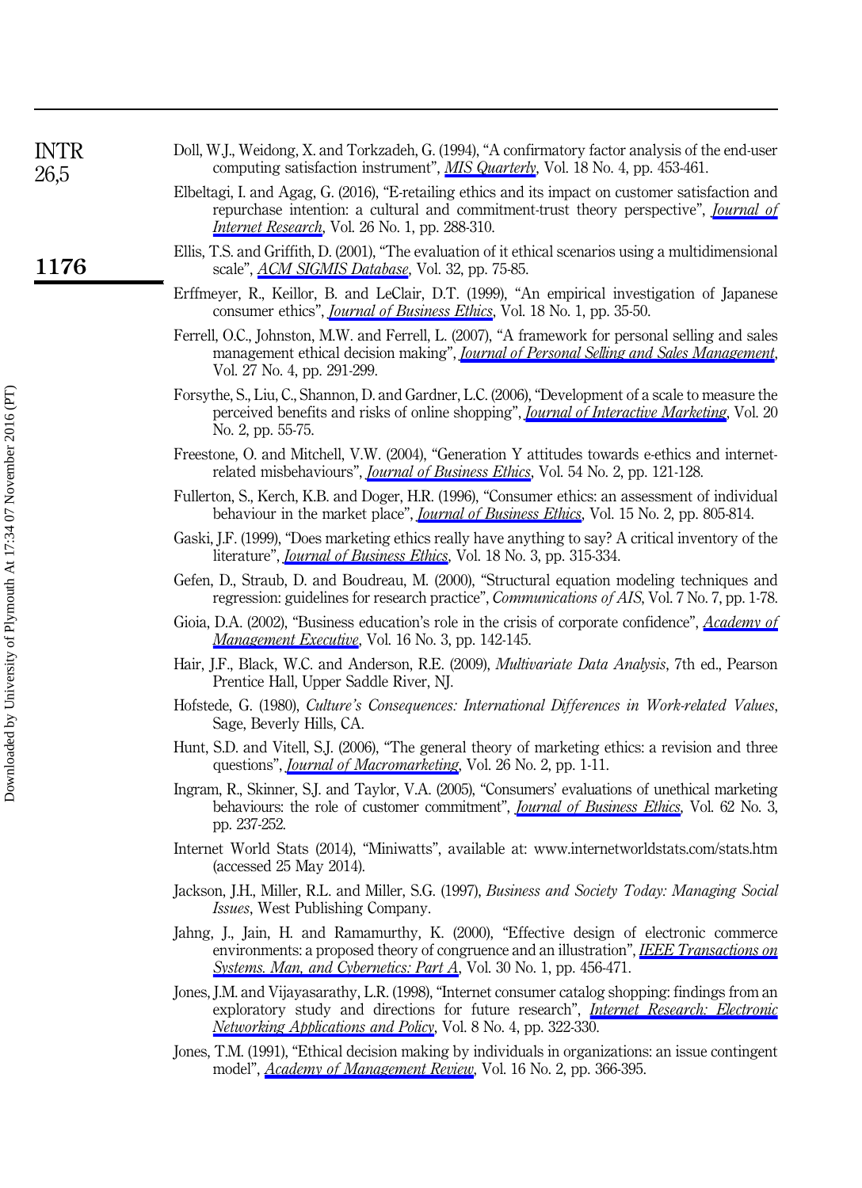Doll, W.J., Weidong, X. and Torkzadeh, G. (1994), "A confirmatory factor analysis of the end-user computing satisfaction instrument", *MIS Quarterly*, Vol. 18 No. 4, pp. 453-461.

Elbeltagi, I. and Agag, G. (2016), "E-retailing ethics and its impact on customer satisfaction and repurchase intention: a cultural and commitment-trust theory perspective", *Journal of Internet Research*, Vol. 26 No. 1, pp. 288-310.

Ellis, T.S. and Griffith, D. (2001), "The evaluation of it ethical scenarios using a multidimensional scale", *ACM SIGMIS Database*, Vol. 32, pp. 75-85.

Erffmeyer, R., Keillor, B. and LeClair, D.T. (1999), "An empirical investigation of Japanese consumer ethics", *Journal of Business Ethics*, Vol. 18 No. 1, pp. 35-50.

Ferrell, O.C., Johnston, M.W. and Ferrell, L. (2007), "A framework for personal selling and sales management ethical decision making", *Journal of Personal Selling and Sales Management*, Vol. 27 No. 4, pp. 291-299.

Forsythe, S., Liu, C., Shannon, D. and Gardner, L.C. (2006), "Development of a scale to measure the perceived benefits and risks of online shopping", *Journal of Interactive Marketing*, Vol. 20 No. 2, pp. 55-75.

Freestone, O. and Mitchell, V.W. (2004), "Generation Y attitudes towards e-ethics and internet-related misbehaviours", *Journal of Business Ethics*, Vol. 54 No. 2, pp. 121-128.

Fullerton, S., Kerch, K.B. and Doger, H.R. (1996), "Consumer ethics: an assessment of individual behaviour in the market place", *Journal of Business Ethics*, Vol. 15 No. 2, pp. 805-814.

Gaski, J.F. (1999), "Does marketing ethics really have anything to say? A critical inventory of the literature", *Journal of Business Ethics*, Vol. 18 No. 3, pp. 315-334.

Gefen, D., Straub, D. and Boudreau, M. (2000), "Structural equation modeling techniques and regression: guidelines for research practice", *Communications of AIS*, Vol. 7 No. 7, pp. 1-78.

Gioia, D.A. (2002), "Business education's role in the crisis of corporate confidence", *Academy of Management Executive*, Vol. 16 No. 3, pp. 142-145.

Hair, J.F., Black, W.C. and Anderson, R.E. (2009), *Multivariate Data Analysis*, 7th ed., Pearson Prentice Hall, Upper Saddle River, NJ.

Hofstede, G. (1980), *Culture's Consequences: International Differences in Work-related Values*, Sage, Beverly Hills, CA.

Hunt, S.D. and Vitell, S.J. (2006), "The general theory of marketing ethics: a revision and three questions", *Journal of Macromarketing*, Vol. 26 No. 2, pp. 1-11.

Ingram, R., Skinner, S.J. and Taylor, V.A. (2005), "Consumers' evaluations of unethical marketing behaviours: the role of customer commitment", *Journal of Business Ethics*, Vol. 62 No. 3, pp. 237-252.

Internet World Stats (2014), "Miniwatts", available at: www.internetworldstats.com/stats.htm (accessed 25 May 2014).

Jackson, J.H., Miller, R.L. and Miller, S.G. (1997), *Business and Society Today: Managing Social Issues*, West Publishing Company.

Jahng, J., Jain, H. and Ramamurthy, K. (2000), "Effective design of electronic commerce environments: a proposed theory of congruence and an illustration", *IEEE Transactions on Systems, Man, and Cybernetics: Part A*, Vol. 30 No. 1, pp. 456-471.

Jones, J.M. and Vijayasarathy, L.R. (1998), "Internet consumer catalog shopping: findings from an exploratory study and directions for future research", *Internet Research: Electronic Networking Applications and Policy*, Vol. 8 No. 4, pp. 322-330.

Jones, T.M. (1991), "Ethical decision making by individuals in organizations: an issue contingent model", *Academy of Management Review*, Vol. 16 No. 2, pp. 366-395.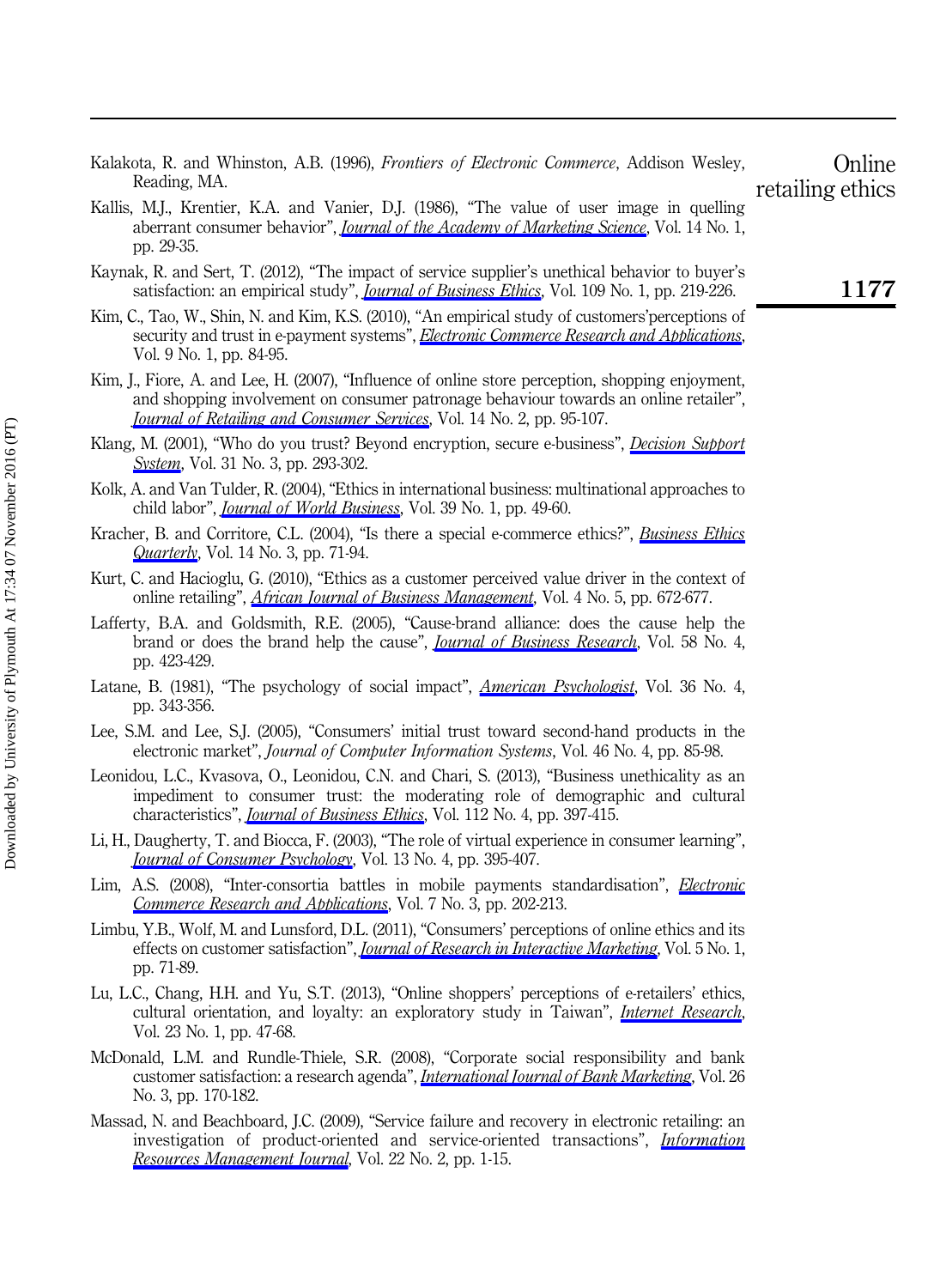Kalakota, R. and Whinston, A.B. (1996), *Frontiers of Electronic Commerce*, Addison Wesley, Reading, MA.

Kallis, M.J., Krentier, K.A. and Vanier, D.J. (1986), "The value of user image in quelling aberrant consumer behavior", *Journal of the Academy of Marketing Science*, Vol. 14 No. 1, pp. 29-35.

Kaynak, R. and Sert, T. (2012), "The impact of service supplier's unethical behavior to buyer's satisfaction: an empirical study", *Journal of Business Ethics*, Vol. 109 No. 1, pp. 219-226.

Kim, C., Tao, W., Shin, N. and Kim, K.S. (2010), "An empirical study of customers'perceptions of security and trust in e-payment systems", *Electronic Commerce Research and Applications*, Vol. 9 No. 1, pp. 84-95.

Kim, J., Fiore, A. and Lee, H. (2007), "Influence of online store perception, shopping enjoyment, and shopping involvement on consumer patronage behaviour towards an online retailer", *Journal of Retailing and Consumer Services*, Vol. 14 No. 2, pp. 95-107.

Klang, M. (2001), "Who do you trust? Beyond encryption, secure e-business", *Decision Support System*, Vol. 31 No. 3, pp. 293-302.

Kolk, A. and Van Tulder, R. (2004), "Ethics in international business: multinational approaches to child labor", *Journal of World Business*, Vol. 39 No. 1, pp. 49-60.

Kracher, B. and Corritore, C.L. (2004), "Is there a special e-commerce ethics?", *Business Ethics Quarterly*, Vol. 14 No. 3, pp. 71-94.

Kurt, C. and Hacioglu, G. (2010), "Ethics as a customer perceived value driver in the context of online retailing", *African Journal of Business Management*, Vol. 4 No. 5, pp. 672-677.

Lafferty, B.A. and Goldsmith, R.E. (2005), "Cause-brand alliance: does the cause help the brand or does the brand help the cause", *Journal of Business Research*, Vol. 58 No. 4, pp. 423-429.

Latane, B. (1981), "The psychology of social impact", *American Psychologist*, Vol. 36 No. 4, pp. 343-356.

Lee, S.M. and Lee, S.J. (2005), "Consumers' initial trust toward second-hand products in the electronic market", *Journal of Computer Information Systems*, Vol. 46 No. 4, pp. 85-98.

Leonidou, L.C., Kvasova, O., Leonidou, C.N. and Chari, S. (2013), "Business unethicality as an impediment to consumer trust: the moderating role of demographic and cultural characteristics", *Journal of Business Ethics*, Vol. 112 No. 4, pp. 397-415.

Li, H., Daugherty, T. and Biocca, F. (2003), "The role of virtual experience in consumer learning", *Journal of Consumer Psychology*, Vol. 13 No. 4, pp. 395-407.

Lim, A.S. (2008), "Inter-consortia battles in mobile payments standardisation", *Electronic Commerce Research and Applications*, Vol. 7 No. 3, pp. 202-213.

Limbu, Y.B., Wolf, M. and Lunsford, D.L. (2011), "Consumers' perceptions of online ethics and its effects on customer satisfaction", *Journal of Research in Interactive Marketing*, Vol. 5 No. 1, pp. 71-89.

Lu, L.C., Chang, H.H. and Yu, S.T. (2013), "Online shoppers' perceptions of e-retailers' ethics, cultural orientation, and loyalty: an exploratory study in Taiwan", *Internet Research*, Vol. 23 No. 1, pp. 47-68.

McDonald, L.M. and Rundle-Thiele, S.R. (2008), "Corporate social responsibility and bank customer satisfaction: a research agenda", *International Journal of Bank Marketing*, Vol. 26 No. 3, pp. 170-182.

Massad, N. and Beachboard, J.C. (2009), "Service failure and recovery in electronic retailing: an investigation of product-oriented and service-oriented transactions", *Information Resources Management Journal*, Vol. 22 No. 2, pp. 1-15.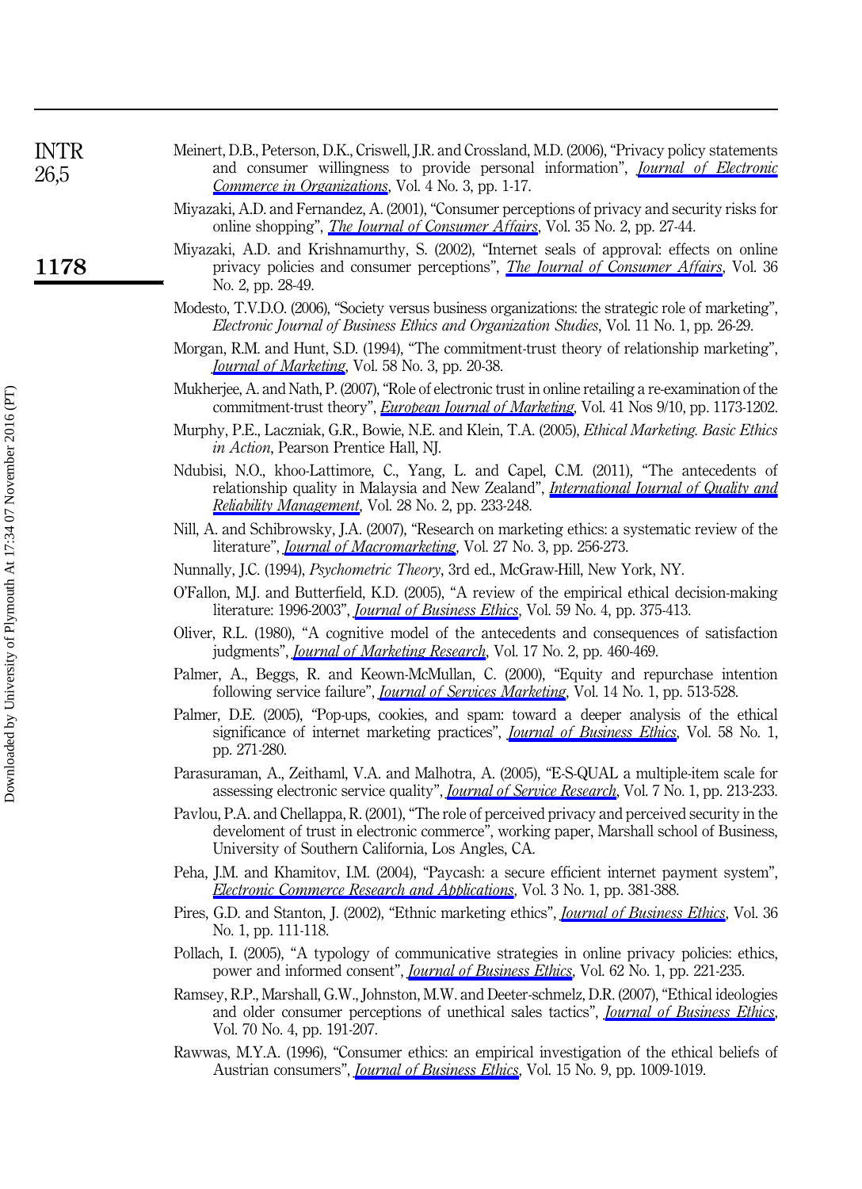Meinert, D.B., Peterson, D.K., Criswell, J.R. and Crossland, M.D. (2006), "Privacy policy statements and consumer willingness to provide personal information", *Journal of Electronic Commerce in Organizations*, Vol. 4 No. 3, pp. 1-17.

Miyazaki, A.D. and Fernandez, A. (2001), "Consumer perceptions of privacy and security risks for online shopping", *The Journal of Consumer Affairs*, Vol. 35 No. 2, pp. 27-44.

Miyazaki, A.D. and Krishnamurthy, S. (2002), "Internet seals of approval: effects on online privacy policies and consumer perceptions", *The Journal of Consumer Affairs*, Vol. 36 No. 2, pp. 28-49.

Modesto, T.V.D.O. (2006), "Society versus business organizations: the strategic role of marketing", *Electronic Journal of Business Ethics and Organization Studies*, Vol. 11 No. 1, pp. 26-29.

Morgan, R.M. and Hunt, S.D. (1994), "The commitment-trust theory of relationship marketing", *Journal of Marketing*, Vol. 58 No. 3, pp. 20-38.

Mukherjee, A. and Nath, P. (2007), "Role of electronic trust in online retailing a re-examination of the commitment-trust theory", *European Journal of Marketing*, Vol. 41 Nos 9/10, pp. 1173-1202.

Murphy, P.E., Laczniak, G.R., Bowie, N.E. and Klein, T.A. (2005), *Ethical Marketing. Basic Ethics in Action*, Pearson Prentice Hall, NJ.

Ndubisi, N.O., khoo-Lattimore, C., Yang, L. and Capel, C.M. (2011), "The antecedents of relationship quality in Malaysia and New Zealand", *International Journal of Quality and Reliability Management*, Vol. 28 No. 2, pp. 233-248.

Nill, A. and Schibrowsky, J.A. (2007), "Research on marketing ethics: a systematic review of the literature", *Journal of Macromarketing*, Vol. 27 No. 3, pp. 256-273.

Nunnally, J.C. (1994), *Psychometric Theory*, 3rd ed., McGraw-Hill, New York, NY.

O'Fallon, M.J. and Butterfield, K.D. (2005), "A review of the empirical ethical decision-making literature: 1996-2003", *Journal of Business Ethics*, Vol. 59 No. 4, pp. 375-413.

Oliver, R.L. (1980), "A cognitive model of the antecedents and consequences of satisfaction judgments", *Journal of Marketing Research*, Vol. 17 No. 2, pp. 460-469.

Palmer, A., Beggs, R. and Keown-McMullan, C. (2000), "Equity and repurchase intention following service failure", *Journal of Services Marketing*, Vol. 14 No. 1, pp. 513-528.

Palmer, D.E. (2005), "Pop-ups, cookies, and spam: toward a deeper analysis of the ethical significance of internet marketing practices", *Journal of Business Ethics*, Vol. 58 No. 1, pp. 271-280.

Parasuraman, A., Zeithaml, V.A. and Malhotra, A. (2005), "E-S-QUAL a multiple-item scale for assessing electronic service quality", *Journal of Service Research*, Vol. 7 No. 1, pp. 213-233.

Pavlou, P.A. and Chellappa, R. (2001), "The role of perceived privacy and perceived security in the develoment of trust in electronic commerce", working paper, Marshall school of Business, University of Southern California, Los Angles, CA.

Peha, J.M. and Khamitov, I.M. (2004), "Paycash: a secure efficient internet payment system", *Electronic Commerce Research and Applications*, Vol. 3 No. 1, pp. 381-388.

Pires, G.D. and Stanton, J. (2002), "Ethnic marketing ethics", *Journal of Business Ethics*, Vol. 36 No. 1, pp. 111-118.

Pollach, I. (2005), "A typology of communicative strategies in online privacy policies: ethics, power and informed consent", *Journal of Business Ethics*, Vol. 62 No. 1, pp. 221-235.

Ramsey, R.P., Marshall, G.W., Johnston, M.W. and Deeter-schmelz, D.R. (2007), "Ethical ideologies and older consumer perceptions of unethical sales tactics", *Journal of Business Ethics*, Vol. 70 No. 4, pp. 191-207.

Rawwas, M.Y.A. (1996), "Consumer ethics: an empirical investigation of the ethical beliefs of Austrian consumers", *Journal of Business Ethics*, Vol. 15 No. 9, pp. 1009-1019.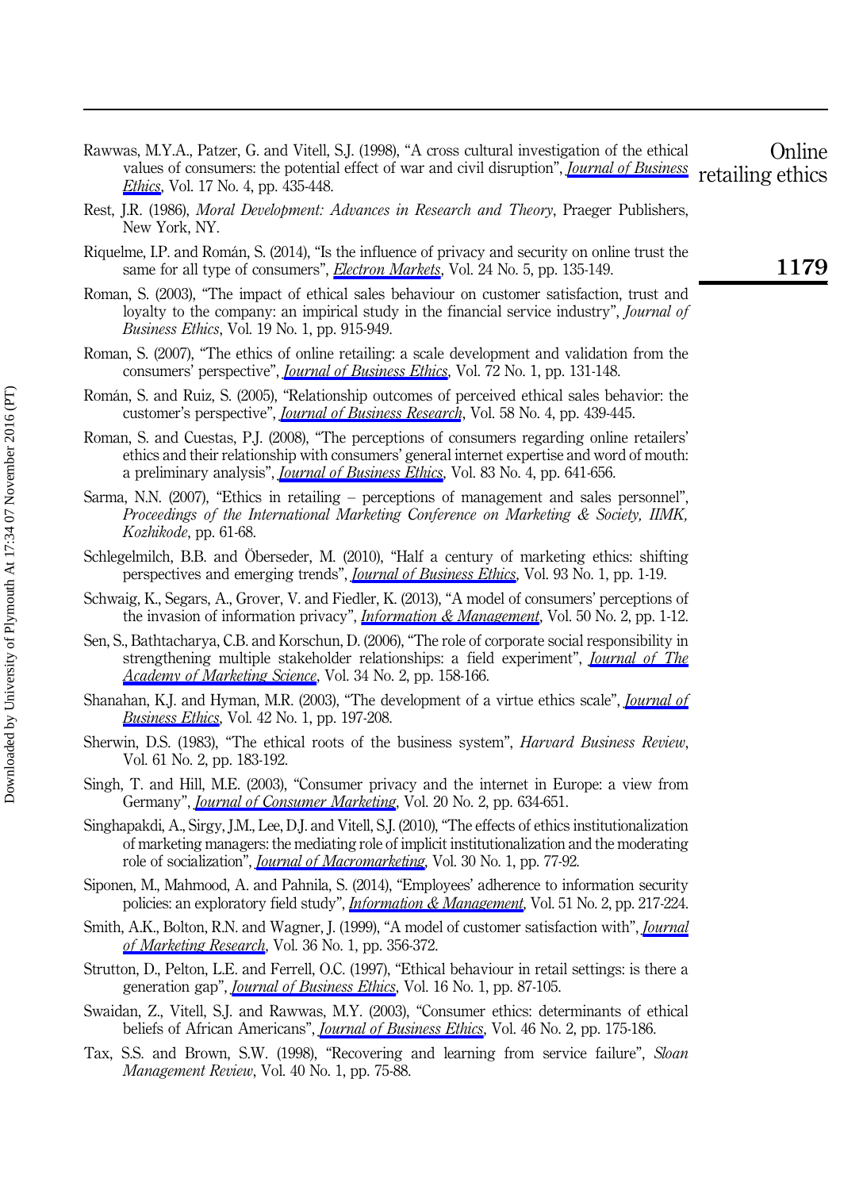Rawwas, M.Y.A., Patzer, G. and Vitell, S.J. (1998), "A cross cultural investigation of the ethical values of consumers: the potential effect of war and civil disruption", *Journal of Business Ethics*, Vol. 17 No. 4, pp. 435-448.

Rest, J.R. (1986), *Moral Development: Advances in Research and Theory*, Praeger Publishers, New York, NY.

Riquelme, I.P. and Román, S. (2014), "Is the influence of privacy and security on online trust the same for all type of consumers", *Electron Markets*, Vol. 24 No. 5, pp. 135-149.

Roman, S. (2003), "The impact of ethical sales behaviour on customer satisfaction, trust and loyalty to the company: an impirical study in the financial service industry", *Journal of Business Ethics*, Vol. 19 No. 1, pp. 915-949.

Roman, S. (2007), "The ethics of online retailing: a scale development and validation from the consumers' perspective", *Journal of Business Ethics*, Vol. 72 No. 1, pp. 131-148.

Román, S. and Ruiz, S. (2005), "Relationship outcomes of perceived ethical sales behavior: the customer's perspective", *Journal of Business Research*, Vol. 58 No. 4, pp. 439-445.

Roman, S. and Cuestas, P.J. (2008), "The perceptions of consumers regarding online retailers' ethics and their relationship with consumers' general internet expertise and word of mouth: a preliminary analysis", *Journal of Business Ethics*, Vol. 83 No. 4, pp. 641-656.

Sarma, N.N. (2007), "Ethics in retailing – perceptions of management and sales personnel", *Proceedings of the International Marketing Conference on Marketing & Society, IIMK, Kozhikode*, pp. 61-68.

Schlegelmilch, B.B. and Öberseder, M. (2010), "Half a century of marketing ethics: shifting perspectives and emerging trends", *Journal of Business Ethics*, Vol. 93 No. 1, pp. 1-19.

Schwaig, K., Segars, A., Grover, V. and Fiedler, K. (2013), "A model of consumers' perceptions of the invasion of information privacy", *Information & Management*, Vol. 50 No. 2, pp. 1-12.

Sen, S., Bathtacharya, C.B. and Korschun, D. (2006), "The role of corporate social responsibility in strengthening multiple stakeholder relationships: a field experiment", *Journal of The Academy of Marketing Science*, Vol. 34 No. 2, pp. 158-166.

Shanahan, K.J. and Hyman, M.R. (2003), "The development of a virtue ethics scale", *Journal of Business Ethics*, Vol. 42 No. 1, pp. 197-208.

Sherwin, D.S. (1983), "The ethical roots of the business system", *Harvard Business Review*, Vol. 61 No. 2, pp. 183-192.

Singh, T. and Hill, M.E. (2003), "Consumer privacy and the internet in Europe: a view from Germany", *Journal of Consumer Marketing*, Vol. 20 No. 2, pp. 634-651.

Singhapakdi, A., Sirgy, J.M., Lee, D.J. and Vitell, S.J. (2010), "The effects of ethics institutionalization of marketing managers: the mediating role of implicit institutionalization and the moderating role of socialization", *Journal of Macromarketing*, Vol. 30 No. 1, pp. 77-92.

Siponen, M., Mahmood, A. and Pahnila, S. (2014), "Employees' adherence to information security policies: an exploratory field study", *Information & Management*, Vol. 51 No. 2, pp. 217-224.

Smith, A.K., Bolton, R.N. and Wagner, J. (1999), "A model of customer satisfaction with", *Journal of Marketing Research*, Vol. 36 No. 1, pp. 356-372.

Strutton, D., Pelton, L.E. and Ferrell, O.C. (1997), "Ethical behaviour in retail settings: is there a generation gap", *Journal of Business Ethics*, Vol. 16 No. 1, pp. 87-105.

Swaidan, Z., Vitell, S.J. and Rawwas, M.Y. (2003), "Consumer ethics: determinants of ethical beliefs of African Americans", *Journal of Business Ethics*, Vol. 46 No. 2, pp. 175-186.

Tax, S.S. and Brown, S.W. (1998), "Recovering and learning from service failure", *Sloan Management Review*, Vol. 40 No. 1, pp. 75-88.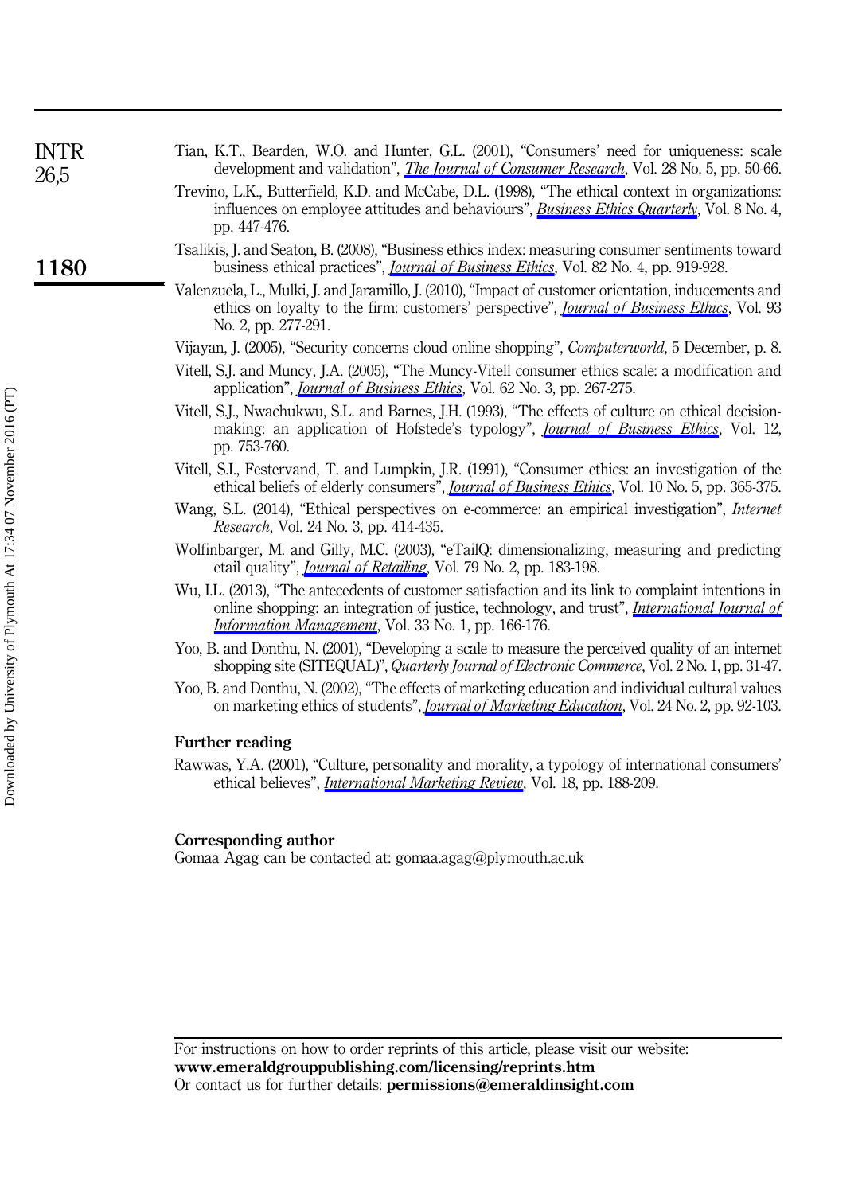Tian, K.T., Bearden, W.O. and Hunter, G.L. (2001), "Consumers' need for uniqueness: scale development and validation", *The Journal of Consumer Research*, Vol. 28 No. 5, pp. 50-66.

Trevino, L.K., Butterfield, K.D. and McCabe, D.L. (1998), "The ethical context in organizations: influences on employee attitudes and behaviours", *Business Ethics Quarterly*, Vol. 8 No. 4, pp. 447-476.

Tsalikis, J. and Seaton, B. (2008), "Business ethics index: measuring consumer sentiments toward business ethical practices", *Journal of Business Ethics*, Vol. 82 No. 4, pp. 919-928.

Valenzuela, L., Mulki, J. and Jaramillo, J. (2010), "Impact of customer orientation, inducements and ethics on loyalty to the firm: customers' perspective", *Journal of Business Ethics*, Vol. 93 No. 2, pp. 277-291.

Vijayan, J. (2005), "Security concerns cloud online shopping", *Computerworld*, 5 December, p. 8.

Vitell, S.J. and Muncy, J.A. (2005), "The Muncy-Vitell consumer ethics scale: a modification and application", *Journal of Business Ethics*, Vol. 62 No. 3, pp. 267-275.

Vitell, S.J., Nwachukwu, S.L. and Barnes, J.H. (1993), "The effects of culture on ethical decision-making: an application of Hofstede's typology", *Journal of Business Ethics*, Vol. 12, pp. 753-760.

Vitell, S.I., Festervand, T. and Lumpkin, J.R. (1991), "Consumer ethics: an investigation of the ethical beliefs of elderly consumers", *Journal of Business Ethics*, Vol. 10 No. 5, pp. 365-375.

Wang, S.L. (2014), "Ethical perspectives on e-commerce: an empirical investigation", *Internet Research*, Vol. 24 No. 3, pp. 414-435.

Wolfinbarger, M. and Gilly, M.C. (2003), "eTailQ: dimensionalizing, measuring and predicting etail quality", *Journal of Retailing*, Vol. 79 No. 2, pp. 183-198.

Wu, I.L. (2013), "The antecedents of customer satisfaction and its link to complaint intentions in online shopping: an integration of justice, technology, and trust", *International Journal of Information Management*, Vol. 33 No. 1, pp. 166-176.

Yoo, B. and Donthu, N. (2001), "Developing a scale to measure the perceived quality of an internet shopping site (SITEQUAL)", *Quarterly Journal of Electronic Commerce*, Vol. 2 No. 1, pp. 31-47.

Yoo, B. and Donthu, N. (2002), "The effects of marketing education and individual cultural values on marketing ethics of students", *Journal of Marketing Education*, Vol. 24 No. 2, pp. 92-103.

## Further reading

Rawwas, Y.A. (2001), "Culture, personality and morality, a typology of international consumers' ethical believes", *International Marketing Review*, Vol. 18, pp. 188-209.

## Corresponding author

Gomaa Agag can be contacted at: gomaa.agag@plymouth.ac.uk

For instructions on how to order reprints of this article, please visit our website:
**www.emeraldgrouppublishing.com/licensing/reprints.htm**
Or contact us for further details: **permissions@emeraldinsight.com**